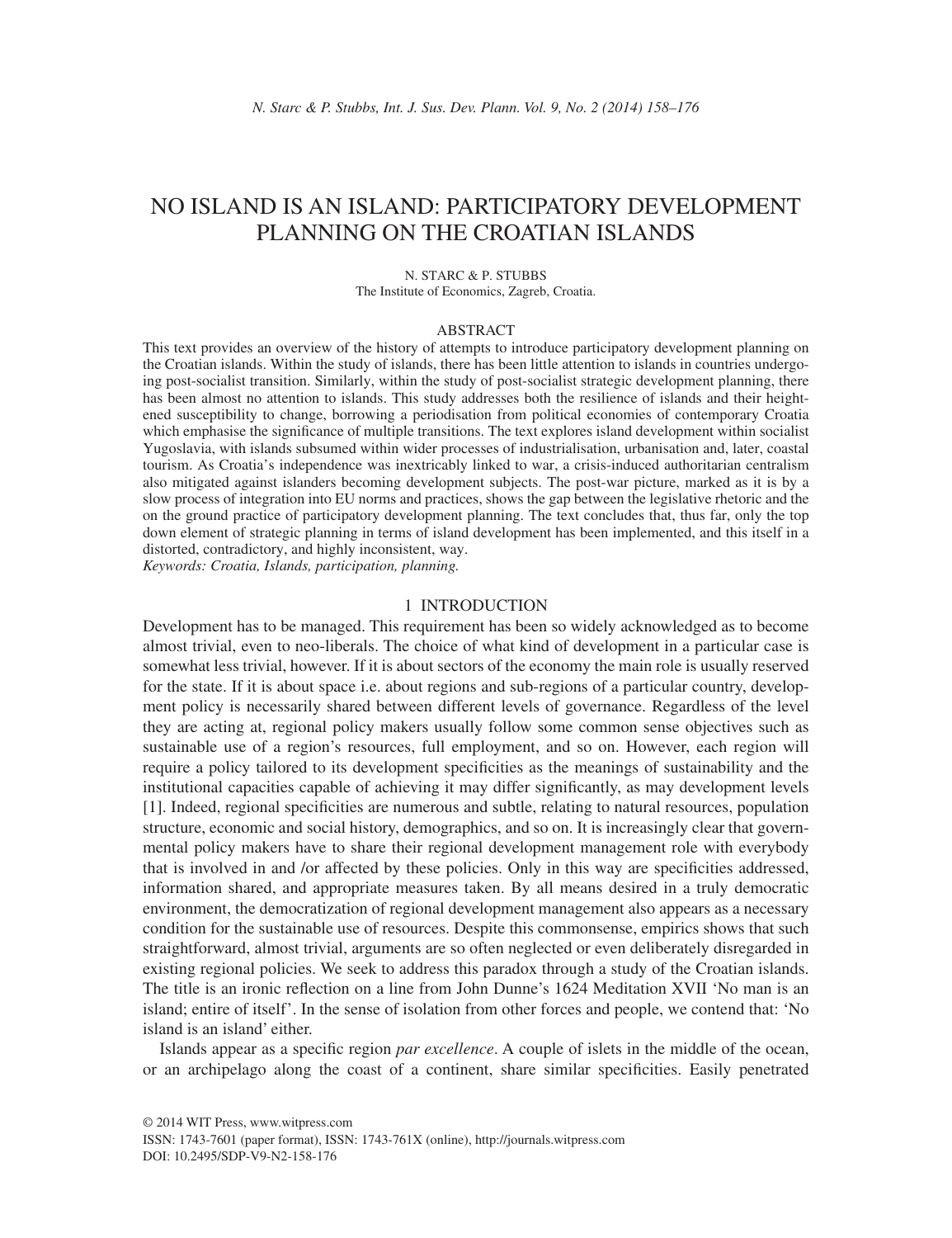# NO ISLAND IS AN ISLAND: PARTICIPATORY DEVELOPMENT PLANNING ON THE CROATIAN ISLANDS

N. STARC & P. STUBBS
The Institute of Economics, Zagreb, Croatia.

## ABSTRACT

This text provides an overview of the history of attempts to introduce participatory development planning on the Croatian islands. Within the study of islands, there has been little attention to islands in countries undergoing post-socialist transition. Similarly, within the study of post-socialist strategic development planning, there has been almost no attention to islands. This study addresses both the resilience of islands and their heightened susceptibility to change, borrowing a periodisation from political economies of contemporary Croatia which emphasise the significance of multiple transitions. The text explores island development within socialist Yugoslavia, with islands subsumed within wider processes of industrialisation, urbanisation and, later, coastal tourism. As Croatia's independence was inextricably linked to war, a crisis-induced authoritarian centralism also mitigated against islanders becoming development subjects. The post-war picture, marked as it is by a slow process of integration into EU norms and practices, shows the gap between the legislative rhetoric and the on the ground practice of participatory development planning. The text concludes that, thus far, only the top down element of strategic planning in terms of island development has been implemented, and this itself in a distorted, contradictory, and highly inconsistent, way.

*Keywords: Croatia, Islands, participation, planning.*

## 1 INTRODUCTION

Development has to be managed. This requirement has been so widely acknowledged as to become almost trivial, even to neo-liberals. The choice of what kind of development in a particular case is somewhat less trivial, however. If it is about sectors of the economy the main role is usually reserved for the state. If it is about space i.e. about regions and sub-regions of a particular country, development policy is necessarily shared between different levels of governance. Regardless of the level they are acting at, regional policy makers usually follow some common sense objectives such as sustainable use of a region's resources, full employment, and so on. However, each region will require a policy tailored to its development specificities as the meanings of sustainability and the institutional capacities capable of achieving it may differ significantly, as may development levels [1]. Indeed, regional specificities are numerous and subtle, relating to natural resources, population structure, economic and social history, demographics, and so on. It is increasingly clear that governmental policy makers have to share their regional development management role with everybody that is involved in and /or affected by these policies. Only in this way are specificities addressed, information shared, and appropriate measures taken. By all means desired in a truly democratic environment, the democratization of regional development management also appears as a necessary condition for the sustainable use of resources. Despite this commonsense, empirics shows that such straightforward, almost trivial, arguments are so often neglected or even deliberately disregarded in existing regional policies. We seek to address this paradox through a study of the Croatian islands. The title is an ironic reflection on a line from John Dunne's 1624 Meditation XVII 'No man is an island; entire of itself'. In the sense of isolation from other forces and people, we contend that: 'No island is an island' either.

Islands appear as a specific region *par excellence*. A couple of islets in the middle of the ocean, or an archipelago along the coast of a continent, share similar specificities. Easily penetrated

© 2014 WIT Press, www.witpress.com
ISSN: 1743-7601 (paper format), ISSN: 1743-761X (online), http://journals.witpress.com
DOI: 10.2495/SDP-V9-N2-158-176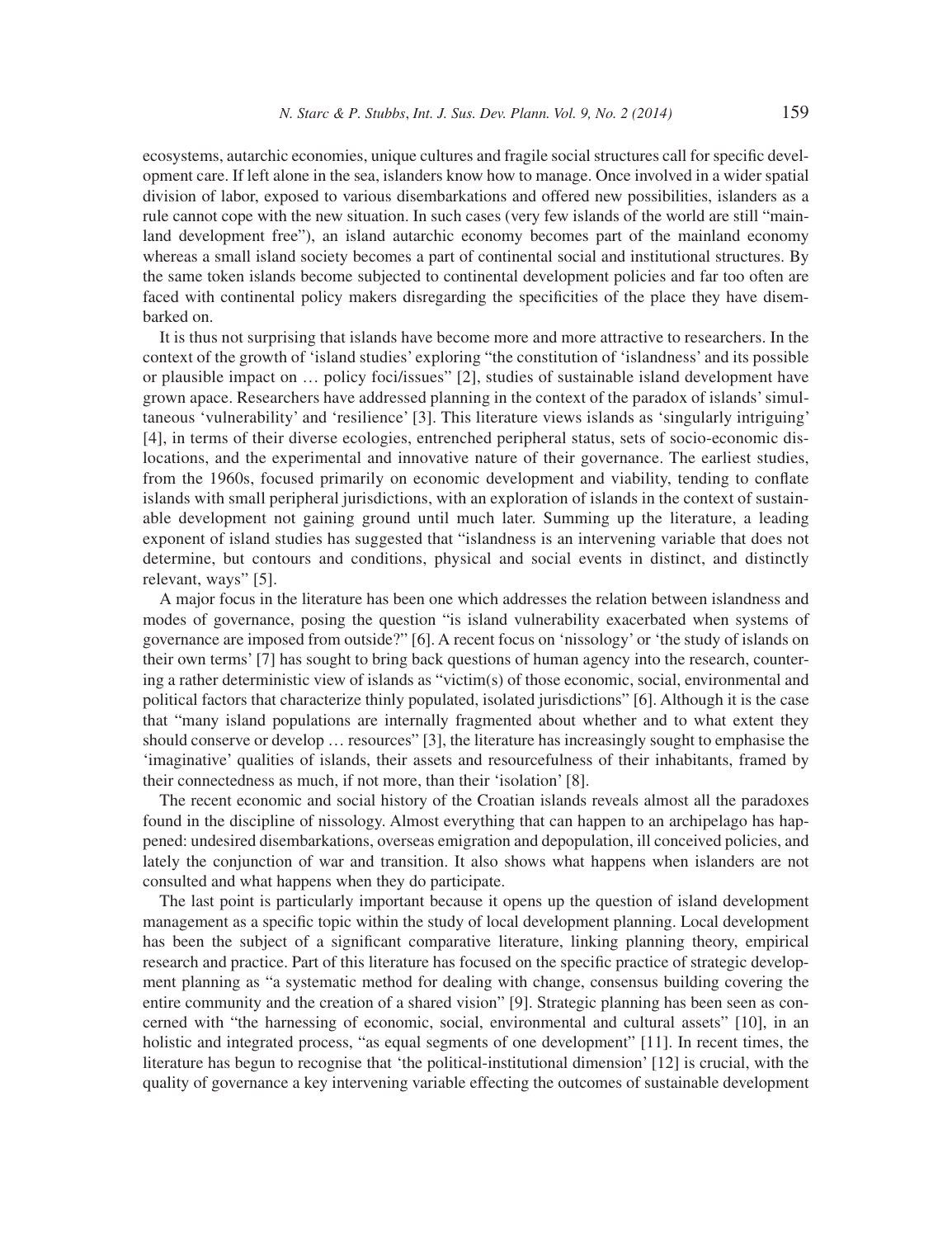ecosystems, autarchic economies, unique cultures and fragile social structures call for specific development care. If left alone in the sea, islanders know how to manage. Once involved in a wider spatial division of labor, exposed to various disembarkations and offered new possibilities, islanders as a rule cannot cope with the new situation. In such cases (very few islands of the world are still "mainland development free"), an island autarchic economy becomes part of the mainland economy whereas a small island society becomes a part of continental social and institutional structures. By the same token islands become subjected to continental development policies and far too often are faced with continental policy makers disregarding the specificities of the place they have disembarked on.

It is thus not surprising that islands have become more and more attractive to researchers. In the context of the growth of 'island studies' exploring "the constitution of 'islandness' and its possible or plausible impact on … policy foci/issues" [2], studies of sustainable island development have grown apace. Researchers have addressed planning in the context of the paradox of islands' simultaneous 'vulnerability' and 'resilience' [3]. This literature views islands as 'singularly intriguing' [4], in terms of their diverse ecologies, entrenched peripheral status, sets of socio-economic dislocations, and the experimental and innovative nature of their governance. The earliest studies, from the 1960s, focused primarily on economic development and viability, tending to conflate islands with small peripheral jurisdictions, with an exploration of islands in the context of sustainable development not gaining ground until much later. Summing up the literature, a leading exponent of island studies has suggested that "islandness is an intervening variable that does not determine, but contours and conditions, physical and social events in distinct, and distinctly relevant, ways" [5].

A major focus in the literature has been one which addresses the relation between islandness and modes of governance, posing the question "is island vulnerability exacerbated when systems of governance are imposed from outside?" [6]. A recent focus on 'nissology' or 'the study of islands on their own terms' [7] has sought to bring back questions of human agency into the research, countering a rather deterministic view of islands as "victim(s) of those economic, social, environmental and political factors that characterize thinly populated, isolated jurisdictions" [6]. Although it is the case that "many island populations are internally fragmented about whether and to what extent they should conserve or develop … resources" [3], the literature has increasingly sought to emphasise the 'imaginative' qualities of islands, their assets and resourcefulness of their inhabitants, framed by their connectedness as much, if not more, than their 'isolation' [8].

The recent economic and social history of the Croatian islands reveals almost all the paradoxes found in the discipline of nissology. Almost everything that can happen to an archipelago has happened: undesired disembarkations, overseas emigration and depopulation, ill conceived policies, and lately the conjunction of war and transition. It also shows what happens when islanders are not consulted and what happens when they do participate.

The last point is particularly important because it opens up the question of island development management as a specific topic within the study of local development planning. Local development has been the subject of a significant comparative literature, linking planning theory, empirical research and practice. Part of this literature has focused on the specific practice of strategic development planning as "a systematic method for dealing with change, consensus building covering the entire community and the creation of a shared vision" [9]. Strategic planning has been seen as concerned with "the harnessing of economic, social, environmental and cultural assets" [10], in an holistic and integrated process, "as equal segments of one development" [11]. In recent times, the literature has begun to recognise that 'the political-institutional dimension' [12] is crucial, with the quality of governance a key intervening variable effecting the outcomes of sustainable development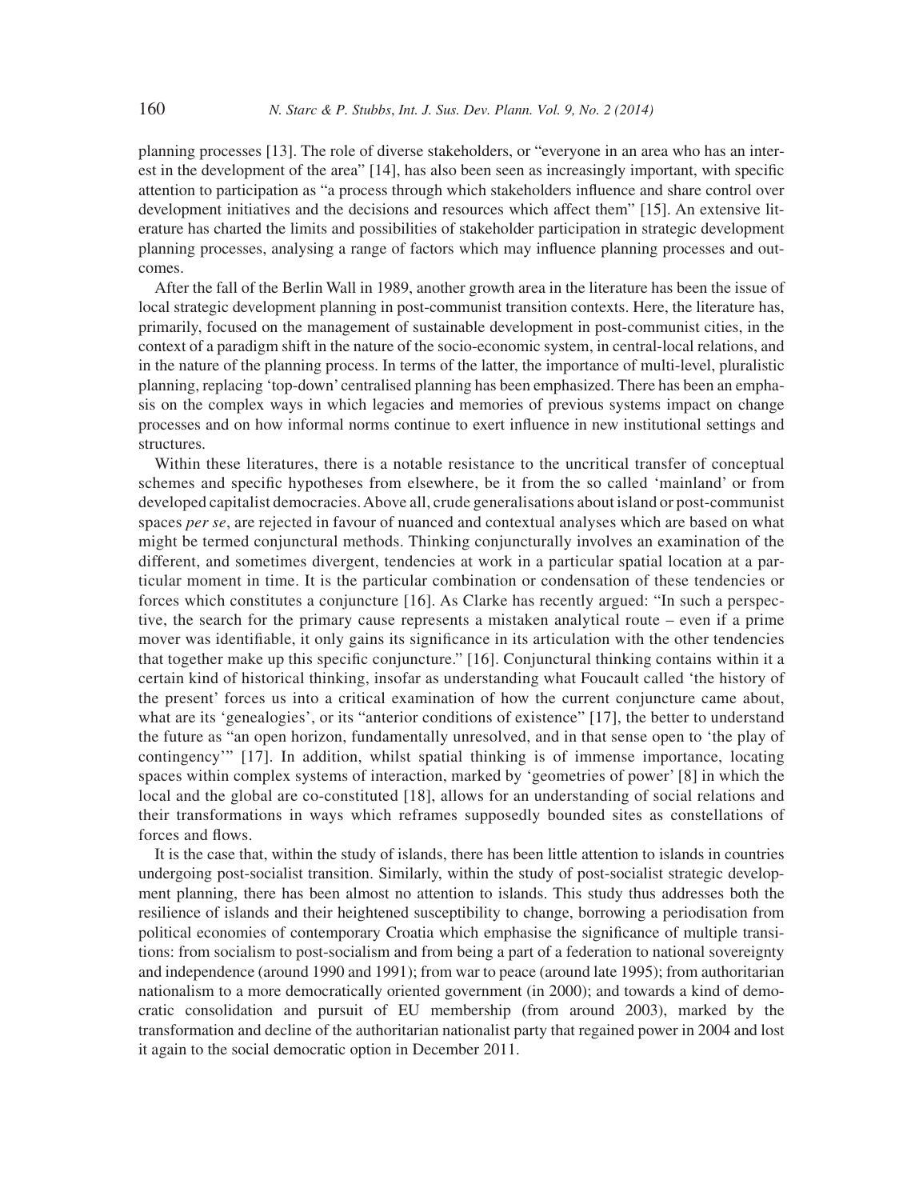planning processes [13]. The role of diverse stakeholders, or "everyone in an area who has an interest in the development of the area" [14], has also been seen as increasingly important, with specific attention to participation as "a process through which stakeholders influence and share control over development initiatives and the decisions and resources which affect them" [15]. An extensive literature has charted the limits and possibilities of stakeholder participation in strategic development planning processes, analysing a range of factors which may influence planning processes and outcomes.

After the fall of the Berlin Wall in 1989, another growth area in the literature has been the issue of local strategic development planning in post-communist transition contexts. Here, the literature has, primarily, focused on the management of sustainable development in post-communist cities, in the context of a paradigm shift in the nature of the socio-economic system, in central-local relations, and in the nature of the planning process. In terms of the latter, the importance of multi-level, pluralistic planning, replacing 'top-down' centralised planning has been emphasized. There has been an emphasis on the complex ways in which legacies and memories of previous systems impact on change processes and on how informal norms continue to exert influence in new institutional settings and structures.

Within these literatures, there is a notable resistance to the uncritical transfer of conceptual schemes and specific hypotheses from elsewhere, be it from the so called 'mainland' or from developed capitalist democracies. Above all, crude generalisations about island or post-communist spaces *per se*, are rejected in favour of nuanced and contextual analyses which are based on what might be termed conjunctural methods. Thinking conjuncturally involves an examination of the different, and sometimes divergent, tendencies at work in a particular spatial location at a particular moment in time. It is the particular combination or condensation of these tendencies or forces which constitutes a conjuncture [16]. As Clarke has recently argued: "In such a perspective, the search for the primary cause represents a mistaken analytical route – even if a prime mover was identifiable, it only gains its significance in its articulation with the other tendencies that together make up this specific conjuncture." [16]. Conjunctural thinking contains within it a certain kind of historical thinking, insofar as understanding what Foucault called 'the history of the present' forces us into a critical examination of how the current conjuncture came about, what are its 'genealogies', or its "anterior conditions of existence" [17], the better to understand the future as "an open horizon, fundamentally unresolved, and in that sense open to 'the play of contingency'" [17]. In addition, whilst spatial thinking is of immense importance, locating spaces within complex systems of interaction, marked by 'geometries of power' [8] in which the local and the global are co-constituted [18], allows for an understanding of social relations and their transformations in ways which reframes supposedly bounded sites as constellations of forces and flows.

It is the case that, within the study of islands, there has been little attention to islands in countries undergoing post-socialist transition. Similarly, within the study of post-socialist strategic development planning, there has been almost no attention to islands. This study thus addresses both the resilience of islands and their heightened susceptibility to change, borrowing a periodisation from political economies of contemporary Croatia which emphasise the significance of multiple transitions: from socialism to post-socialism and from being a part of a federation to national sovereignty and independence (around 1990 and 1991); from war to peace (around late 1995); from authoritarian nationalism to a more democratically oriented government (in 2000); and towards a kind of democratic consolidation and pursuit of EU membership (from around 2003), marked by the transformation and decline of the authoritarian nationalist party that regained power in 2004 and lost it again to the social democratic option in December 2011.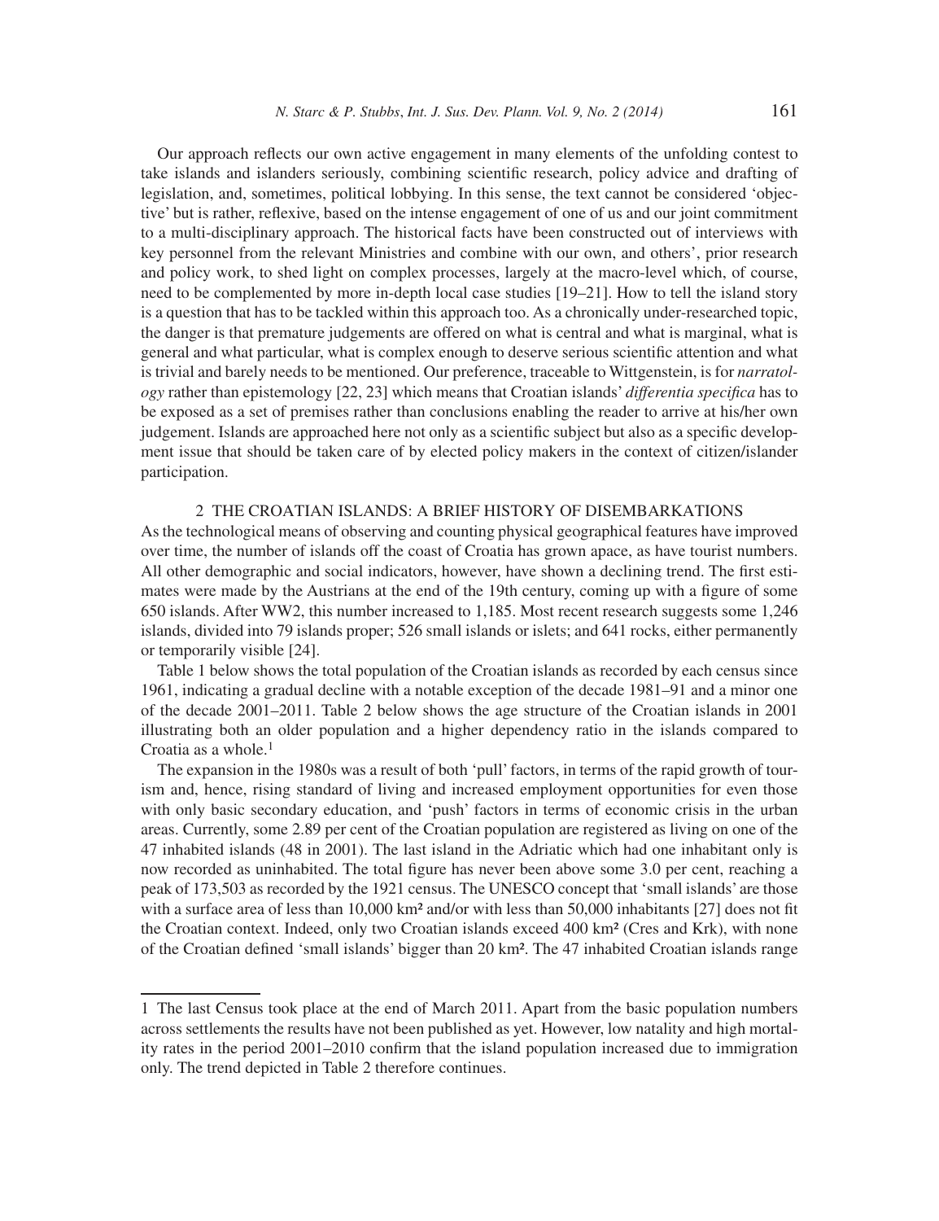Our approach reflects our own active engagement in many elements of the unfolding contest to take islands and islanders seriously, combining scientific research, policy advice and drafting of legislation, and, sometimes, political lobbying. In this sense, the text cannot be considered 'objective' but is rather, reflexive, based on the intense engagement of one of us and our joint commitment to a multi-disciplinary approach. The historical facts have been constructed out of interviews with key personnel from the relevant Ministries and combine with our own, and others', prior research and policy work, to shed light on complex processes, largely at the macro-level which, of course, need to be complemented by more in-depth local case studies [19–21]. How to tell the island story is a question that has to be tackled within this approach too. As a chronically under-researched topic, the danger is that premature judgements are offered on what is central and what is marginal, what is general and what particular, what is complex enough to deserve serious scientific attention and what is trivial and barely needs to be mentioned. Our preference, traceable to Wittgenstein, is for *narratology* rather than epistemology [22, 23] which means that Croatian islands' *differentia specifica* has to be exposed as a set of premises rather than conclusions enabling the reader to arrive at his/her own judgement. Islands are approached here not only as a scientific subject but also as a specific development issue that should be taken care of by elected policy makers in the context of citizen/islander participation.

## 2 THE CROATIAN ISLANDS: A BRIEF HISTORY OF DISEMBARKATIONS

As the technological means of observing and counting physical geographical features have improved over time, the number of islands off the coast of Croatia has grown apace, as have tourist numbers. All other demographic and social indicators, however, have shown a declining trend. The first estimates were made by the Austrians at the end of the 19th century, coming up with a figure of some 650 islands. After WW2, this number increased to 1,185. Most recent research suggests some 1,246 islands, divided into 79 islands proper; 526 small islands or islets; and 641 rocks, either permanently or temporarily visible [24].

Table 1 below shows the total population of the Croatian islands as recorded by each census since 1961, indicating a gradual decline with a notable exception of the decade 1981–91 and a minor one of the decade 2001–2011. Table 2 below shows the age structure of the Croatian islands in 2001 illustrating both an older population and a higher dependency ratio in the islands compared to Croatia as a whole.[1]

The expansion in the 1980s was a result of both 'pull' factors, in terms of the rapid growth of tourism and, hence, rising standard of living and increased employment opportunities for even those with only basic secondary education, and 'push' factors in terms of economic crisis in the urban areas. Currently, some 2.89 per cent of the Croatian population are registered as living on one of the 47 inhabited islands (48 in 2001). The last island in the Adriatic which had one inhabitant only is now recorded as uninhabited. The total figure has never been above some 3.0 per cent, reaching a peak of 173,503 as recorded by the 1921 census. The UNESCO concept that 'small islands' are those with a surface area of less than 10,000 km² and/or with less than 50,000 inhabitants [27] does not fit the Croatian context. Indeed, only two Croatian islands exceed 400 km² (Cres and Krk), with none of the Croatian defined 'small islands' bigger than 20 km². The 47 inhabited Croatian islands range

---

1 The last Census took place at the end of March 2011. Apart from the basic population numbers across settlements the results have not been published as yet. However, low natality and high mortality rates in the period 2001–2010 confirm that the island population increased due to immigration only. The trend depicted in Table 2 therefore continues.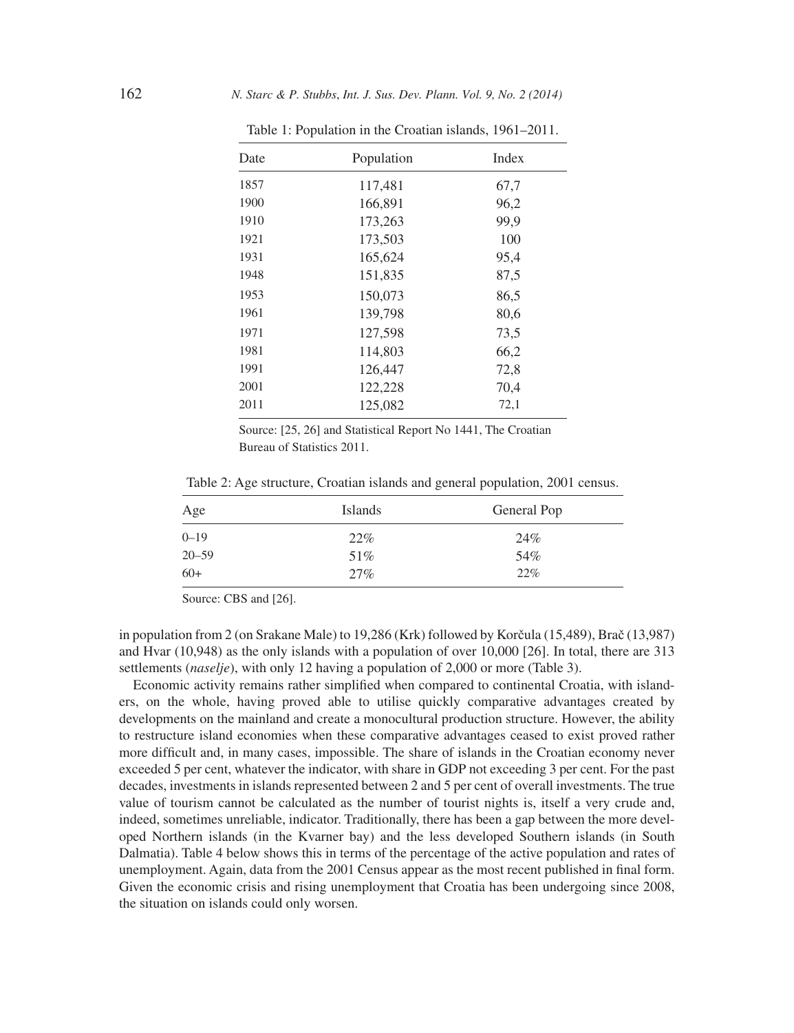Table 1: Population in the Croatian islands, 1961–2011.

| Date | Population | Index |
|---|---|---|
| 1857 | 117,481 | 67,7 |
| 1900 | 166,891 | 96,2 |
| 1910 | 173,263 | 99,9 |
| 1921 | 173,503 | 100 |
| 1931 | 165,624 | 95,4 |
| 1948 | 151,835 | 87,5 |
| 1953 | 150,073 | 86,5 |
| 1961 | 139,798 | 80,6 |
| 1971 | 127,598 | 73,5 |
| 1981 | 114,803 | 66,2 |
| 1991 | 126,447 | 72,8 |
| 2001 | 122,228 | 70,4 |
| 2011 | 125,082 | 72,1 |

Source: [25, 26] and Statistical Report No 1441, The Croatian Bureau of Statistics 2011.

Table 2: Age structure, Croatian islands and general population, 2001 census.

| Age | Islands | General Pop |
|---|---|---|
| 0–19 | 22% | 24% |
| 20–59 | 51% | 54% |
| 60+ | 27% | 22% |

Source: CBS and [26].

in population from 2 (on Srakane Male) to 19,286 (Krk) followed by Korčula (15,489), Brač (13,987) and Hvar (10,948) as the only islands with a population of over 10,000 [26]. In total, there are 313 settlements (*naselje*), with only 12 having a population of 2,000 or more (Table 3).

Economic activity remains rather simplified when compared to continental Croatia, with islanders, on the whole, having proved able to utilise quickly comparative advantages created by developments on the mainland and create a monocultural production structure. However, the ability to restructure island economies when these comparative advantages ceased to exist proved rather more difficult and, in many cases, impossible. The share of islands in the Croatian economy never exceeded 5 per cent, whatever the indicator, with share in GDP not exceeding 3 per cent. For the past decades, investments in islands represented between 2 and 5 per cent of overall investments. The true value of tourism cannot be calculated as the number of tourist nights is, itself a very crude and, indeed, sometimes unreliable, indicator. Traditionally, there has been a gap between the more developed Northern islands (in the Kvarner bay) and the less developed Southern islands (in South Dalmatia). Table 4 below shows this in terms of the percentage of the active population and rates of unemployment. Again, data from the 2001 Census appear as the most recent published in final form. Given the economic crisis and rising unemployment that Croatia has been undergoing since 2008, the situation on islands could only worsen.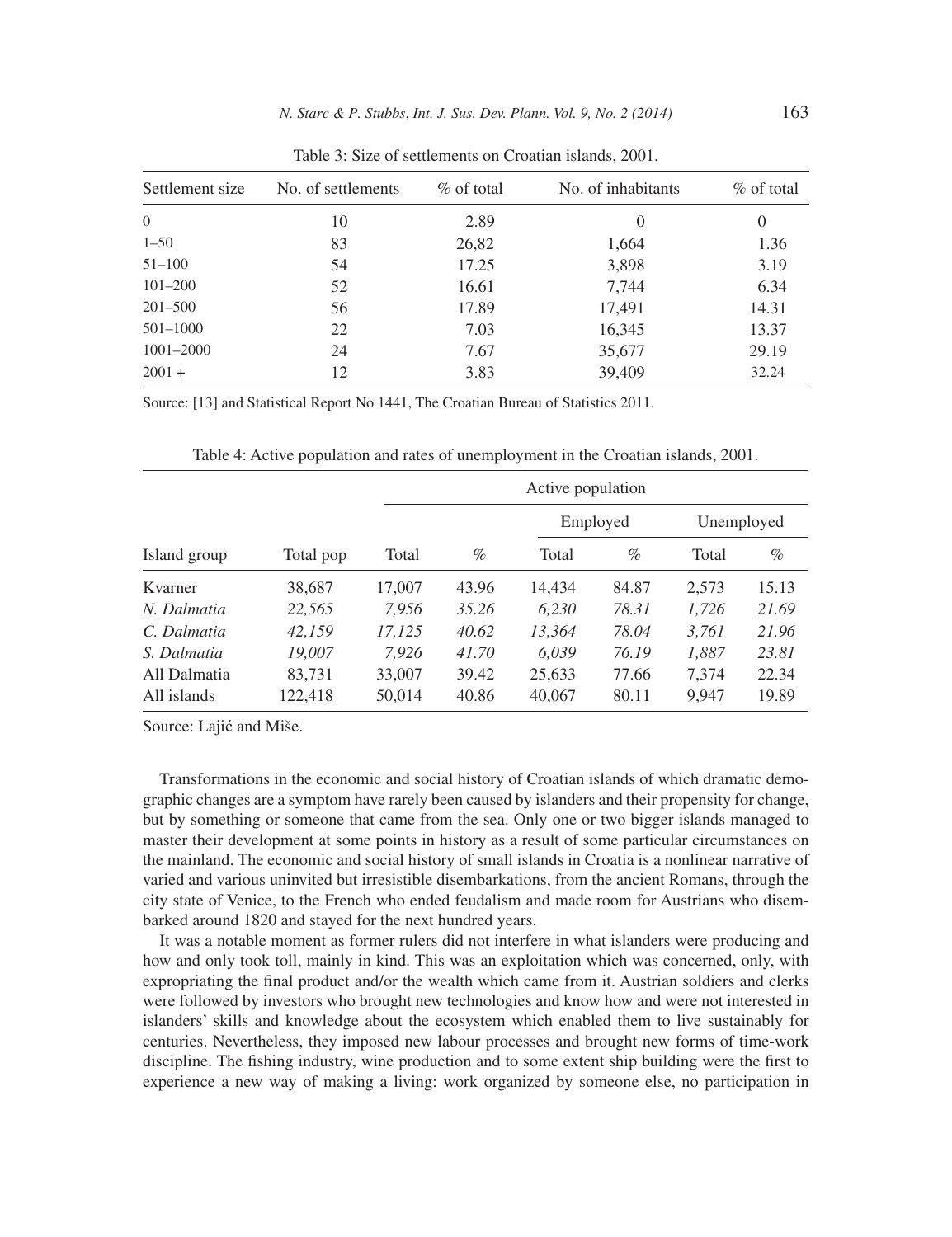Table 3: Size of settlements on Croatian islands, 2001.

| Settlement size | No. of settlements | % of total | No. of inhabitants | % of total |
|---|---|---|---|---|
| 0 | 10 | 2.89 | 0 | 0 |
| 1–50 | 83 | 26,82 | 1,664 | 1.36 |
| 51–100 | 54 | 17.25 | 3,898 | 3.19 |
| 101–200 | 52 | 16.61 | 7,744 | 6.34 |
| 201–500 | 56 | 17.89 | 17,491 | 14.31 |
| 501–1000 | 22 | 7.03 | 16,345 | 13.37 |
| 1001–2000 | 24 | 7.67 | 35,677 | 29.19 |
| 2001 + | 12 | 3.83 | 39,409 | 32.24 |

Source: [13] and Statistical Report No 1441, The Croatian Bureau of Statistics 2011.

Table 4: Active population and rates of unemployment in the Croatian islands, 2001.

| | | Active population | | | | | |
|---|---|---|---|---|---|---|---|
| | | | | Employed | | Unemployed | |
| Island group | Total pop | Total | % | Total | % | Total | % |
| Kvarner | 38,687 | 17,007 | 43.96 | 14,434 | 84.87 | 2,573 | 15.13 |
| *N. Dalmatia* | *22,565* | *7,956* | *35.26* | *6,230* | *78.31* | *1,726* | *21.69* |
| *C. Dalmatia* | *42,159* | *17,125* | *40.62* | *13,364* | *78.04* | *3,761* | *21.96* |
| *S. Dalmatia* | *19,007* | *7,926* | *41.70* | *6,039* | *76.19* | *1,887* | *23.81* |
| All Dalmatia | 83,731 | 33,007 | 39.42 | 25,633 | 77.66 | 7,374 | 22.34 |
| All islands | 122,418 | 50,014 | 40.86 | 40,067 | 80.11 | 9,947 | 19.89 |

Source: Lajić and Miše.

Transformations in the economic and social history of Croatian islands of which dramatic demographic changes are a symptom have rarely been caused by islanders and their propensity for change, but by something or someone that came from the sea. Only one or two bigger islands managed to master their development at some points in history as a result of some particular circumstances on the mainland. The economic and social history of small islands in Croatia is a nonlinear narrative of varied and various uninvited but irresistible disembarkations, from the ancient Romans, through the city state of Venice, to the French who ended feudalism and made room for Austrians who disembarked around 1820 and stayed for the next hundred years.

It was a notable moment as former rulers did not interfere in what islanders were producing and how and only took toll, mainly in kind. This was an exploitation which was concerned, only, with expropriating the final product and/or the wealth which came from it. Austrian soldiers and clerks were followed by investors who brought new technologies and know how and were not interested in islanders' skills and knowledge about the ecosystem which enabled them to live sustainably for centuries. Nevertheless, they imposed new labour processes and brought new forms of time-work discipline. The fishing industry, wine production and to some extent ship building were the first to experience a new way of making a living: work organized by someone else, no participation in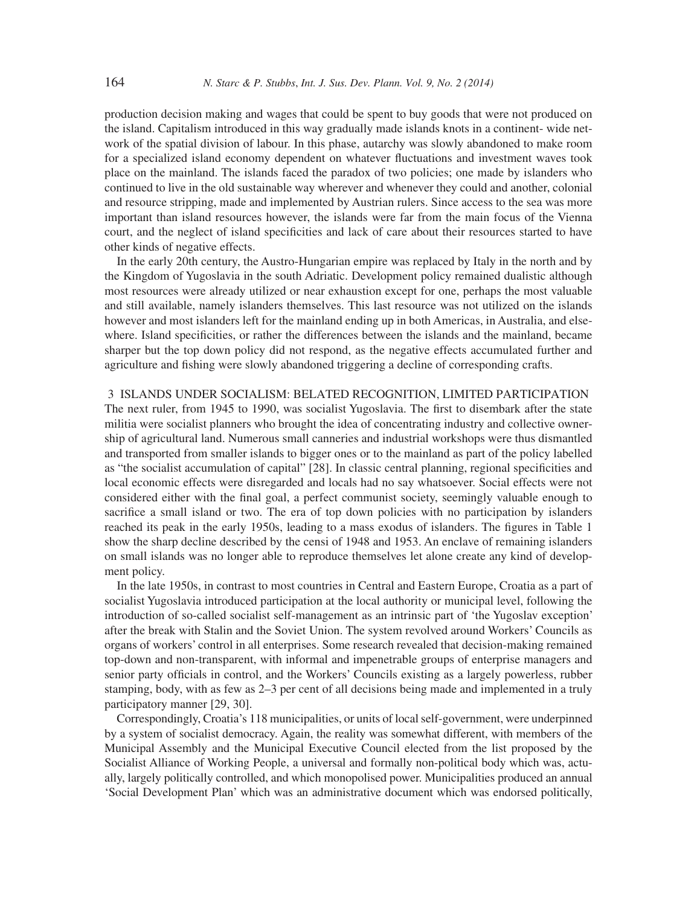production decision making and wages that could be spent to buy goods that were not produced on the island. Capitalism introduced in this way gradually made islands knots in a continent- wide network of the spatial division of labour. In this phase, autarchy was slowly abandoned to make room for a specialized island economy dependent on whatever fluctuations and investment waves took place on the mainland. The islands faced the paradox of two policies; one made by islanders who continued to live in the old sustainable way wherever and whenever they could and another, colonial and resource stripping, made and implemented by Austrian rulers. Since access to the sea was more important than island resources however, the islands were far from the main focus of the Vienna court, and the neglect of island specificities and lack of care about their resources started to have other kinds of negative effects.

In the early 20th century, the Austro-Hungarian empire was replaced by Italy in the north and by the Kingdom of Yugoslavia in the south Adriatic. Development policy remained dualistic although most resources were already utilized or near exhaustion except for one, perhaps the most valuable and still available, namely islanders themselves. This last resource was not utilized on the islands however and most islanders left for the mainland ending up in both Americas, in Australia, and elsewhere. Island specificities, or rather the differences between the islands and the mainland, became sharper but the top down policy did not respond, as the negative effects accumulated further and agriculture and fishing were slowly abandoned triggering a decline of corresponding crafts.

## 3 ISLANDS UNDER SOCIALISM: BELATED RECOGNITION, LIMITED PARTICIPATION

The next ruler, from 1945 to 1990, was socialist Yugoslavia. The first to disembark after the state militia were socialist planners who brought the idea of concentrating industry and collective ownership of agricultural land. Numerous small canneries and industrial workshops were thus dismantled and transported from smaller islands to bigger ones or to the mainland as part of the policy labelled as "the socialist accumulation of capital" [28]. In classic central planning, regional specificities and local economic effects were disregarded and locals had no say whatsoever. Social effects were not considered either with the final goal, a perfect communist society, seemingly valuable enough to sacrifice a small island or two. The era of top down policies with no participation by islanders reached its peak in the early 1950s, leading to a mass exodus of islanders. The figures in Table 1 show the sharp decline described by the censi of 1948 and 1953. An enclave of remaining islanders on small islands was no longer able to reproduce themselves let alone create any kind of development policy.

In the late 1950s, in contrast to most countries in Central and Eastern Europe, Croatia as a part of socialist Yugoslavia introduced participation at the local authority or municipal level, following the introduction of so-called socialist self-management as an intrinsic part of 'the Yugoslav exception' after the break with Stalin and the Soviet Union. The system revolved around Workers' Councils as organs of workers' control in all enterprises. Some research revealed that decision-making remained top-down and non-transparent, with informal and impenetrable groups of enterprise managers and senior party officials in control, and the Workers' Councils existing as a largely powerless, rubber stamping, body, with as few as 2–3 per cent of all decisions being made and implemented in a truly participatory manner [29, 30].

Correspondingly, Croatia's 118 municipalities, or units of local self-government, were underpinned by a system of socialist democracy. Again, the reality was somewhat different, with members of the Municipal Assembly and the Municipal Executive Council elected from the list proposed by the Socialist Alliance of Working People, a universal and formally non-political body which was, actually, largely politically controlled, and which monopolised power. Municipalities produced an annual 'Social Development Plan' which was an administrative document which was endorsed politically,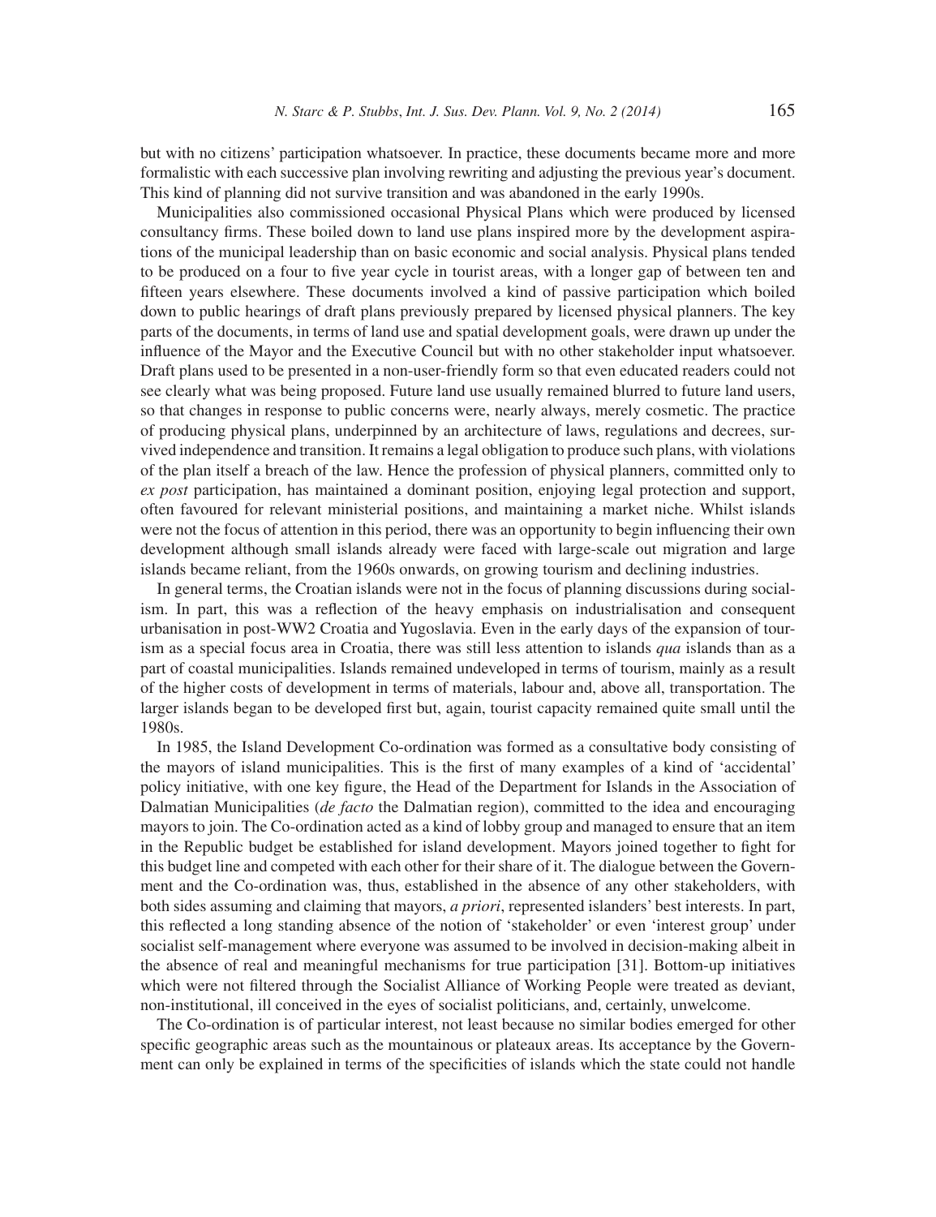but with no citizens' participation whatsoever. In practice, these documents became more and more formalistic with each successive plan involving rewriting and adjusting the previous year's document. This kind of planning did not survive transition and was abandoned in the early 1990s.

Municipalities also commissioned occasional Physical Plans which were produced by licensed consultancy firms. These boiled down to land use plans inspired more by the development aspirations of the municipal leadership than on basic economic and social analysis. Physical plans tended to be produced on a four to five year cycle in tourist areas, with a longer gap of between ten and fifteen years elsewhere. These documents involved a kind of passive participation which boiled down to public hearings of draft plans previously prepared by licensed physical planners. The key parts of the documents, in terms of land use and spatial development goals, were drawn up under the influence of the Mayor and the Executive Council but with no other stakeholder input whatsoever. Draft plans used to be presented in a non-user-friendly form so that even educated readers could not see clearly what was being proposed. Future land use usually remained blurred to future land users, so that changes in response to public concerns were, nearly always, merely cosmetic. The practice of producing physical plans, underpinned by an architecture of laws, regulations and decrees, survived independence and transition. It remains a legal obligation to produce such plans, with violations of the plan itself a breach of the law. Hence the profession of physical planners, committed only to *ex post* participation, has maintained a dominant position, enjoying legal protection and support, often favoured for relevant ministerial positions, and maintaining a market niche. Whilst islands were not the focus of attention in this period, there was an opportunity to begin influencing their own development although small islands already were faced with large-scale out migration and large islands became reliant, from the 1960s onwards, on growing tourism and declining industries.

In general terms, the Croatian islands were not in the focus of planning discussions during socialism. In part, this was a reflection of the heavy emphasis on industrialisation and consequent urbanisation in post-WW2 Croatia and Yugoslavia. Even in the early days of the expansion of tourism as a special focus area in Croatia, there was still less attention to islands *qua* islands than as a part of coastal municipalities. Islands remained undeveloped in terms of tourism, mainly as a result of the higher costs of development in terms of materials, labour and, above all, transportation. The larger islands began to be developed first but, again, tourist capacity remained quite small until the 1980s.

In 1985, the Island Development Co-ordination was formed as a consultative body consisting of the mayors of island municipalities. This is the first of many examples of a kind of 'accidental' policy initiative, with one key figure, the Head of the Department for Islands in the Association of Dalmatian Municipalities (*de facto* the Dalmatian region), committed to the idea and encouraging mayors to join. The Co-ordination acted as a kind of lobby group and managed to ensure that an item in the Republic budget be established for island development. Mayors joined together to fight for this budget line and competed with each other for their share of it. The dialogue between the Government and the Co-ordination was, thus, established in the absence of any other stakeholders, with both sides assuming and claiming that mayors, *a priori*, represented islanders' best interests. In part, this reflected a long standing absence of the notion of 'stakeholder' or even 'interest group' under socialist self-management where everyone was assumed to be involved in decision-making albeit in the absence of real and meaningful mechanisms for true participation [31]. Bottom-up initiatives which were not filtered through the Socialist Alliance of Working People were treated as deviant, non-institutional, ill conceived in the eyes of socialist politicians, and, certainly, unwelcome.

The Co-ordination is of particular interest, not least because no similar bodies emerged for other specific geographic areas such as the mountainous or plateaux areas. Its acceptance by the Government can only be explained in terms of the specificities of islands which the state could not handle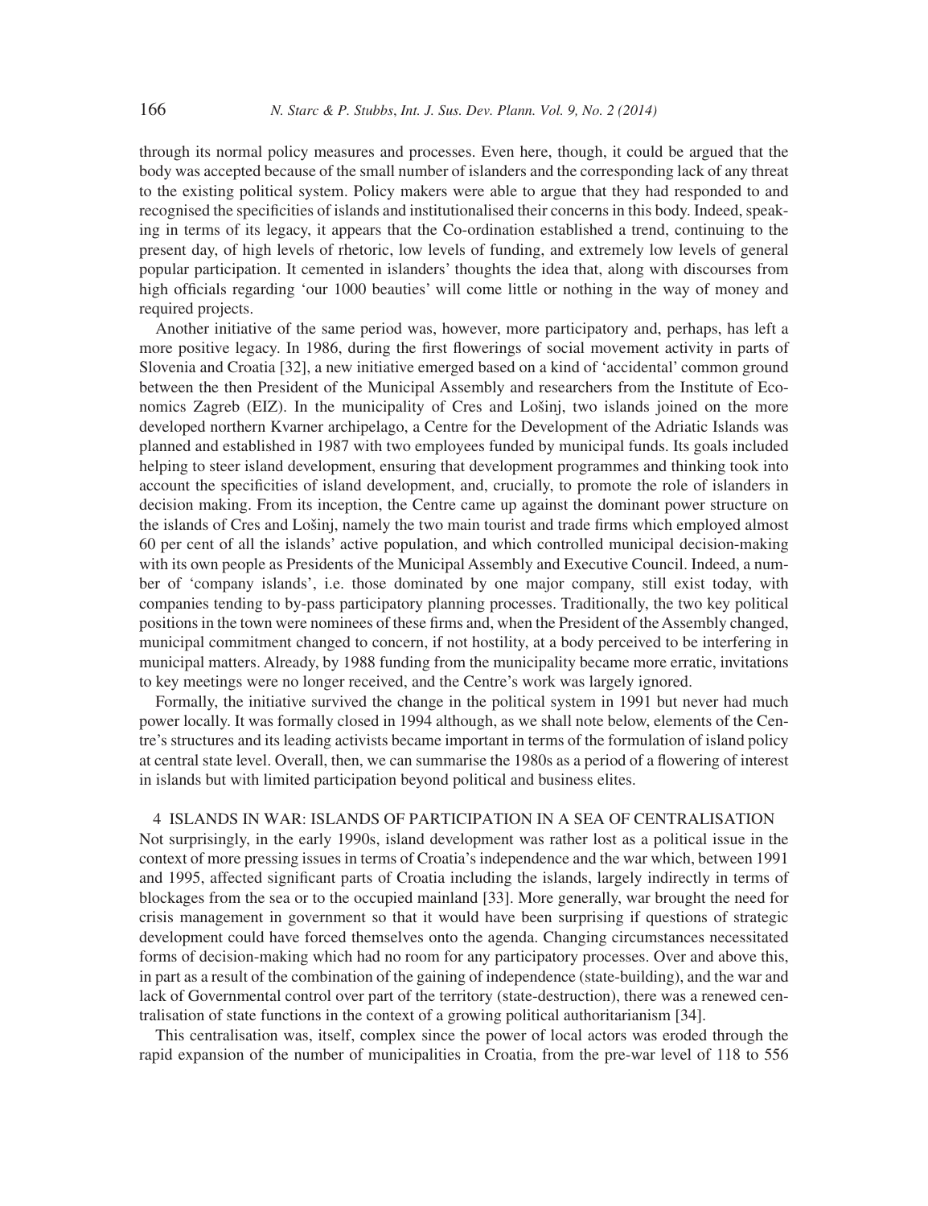through its normal policy measures and processes. Even here, though, it could be argued that the body was accepted because of the small number of islanders and the corresponding lack of any threat to the existing political system. Policy makers were able to argue that they had responded to and recognised the specificities of islands and institutionalised their concerns in this body. Indeed, speaking in terms of its legacy, it appears that the Co-ordination established a trend, continuing to the present day, of high levels of rhetoric, low levels of funding, and extremely low levels of general popular participation. It cemented in islanders' thoughts the idea that, along with discourses from high officials regarding 'our 1000 beauties' will come little or nothing in the way of money and required projects.

Another initiative of the same period was, however, more participatory and, perhaps, has left a more positive legacy. In 1986, during the first flowerings of social movement activity in parts of Slovenia and Croatia [32], a new initiative emerged based on a kind of 'accidental' common ground between the then President of the Municipal Assembly and researchers from the Institute of Economics Zagreb (EIZ). In the municipality of Cres and Lošinj, two islands joined on the more developed northern Kvarner archipelago, a Centre for the Development of the Adriatic Islands was planned and established in 1987 with two employees funded by municipal funds. Its goals included helping to steer island development, ensuring that development programmes and thinking took into account the specificities of island development, and, crucially, to promote the role of islanders in decision making. From its inception, the Centre came up against the dominant power structure on the islands of Cres and Lošinj, namely the two main tourist and trade firms which employed almost 60 per cent of all the islands' active population, and which controlled municipal decision-making with its own people as Presidents of the Municipal Assembly and Executive Council. Indeed, a number of 'company islands', i.e. those dominated by one major company, still exist today, with companies tending to by-pass participatory planning processes. Traditionally, the two key political positions in the town were nominees of these firms and, when the President of the Assembly changed, municipal commitment changed to concern, if not hostility, at a body perceived to be interfering in municipal matters. Already, by 1988 funding from the municipality became more erratic, invitations to key meetings were no longer received, and the Centre's work was largely ignored.

Formally, the initiative survived the change in the political system in 1991 but never had much power locally. It was formally closed in 1994 although, as we shall note below, elements of the Centre's structures and its leading activists became important in terms of the formulation of island policy at central state level. Overall, then, we can summarise the 1980s as a period of a flowering of interest in islands but with limited participation beyond political and business elites.

## 4 ISLANDS IN WAR: ISLANDS OF PARTICIPATION IN A SEA OF CENTRALISATION

Not surprisingly, in the early 1990s, island development was rather lost as a political issue in the context of more pressing issues in terms of Croatia's independence and the war which, between 1991 and 1995, affected significant parts of Croatia including the islands, largely indirectly in terms of blockages from the sea or to the occupied mainland [33]. More generally, war brought the need for crisis management in government so that it would have been surprising if questions of strategic development could have forced themselves onto the agenda. Changing circumstances necessitated forms of decision-making which had no room for any participatory processes. Over and above this, in part as a result of the combination of the gaining of independence (state-building), and the war and lack of Governmental control over part of the territory (state-destruction), there was a renewed centralisation of state functions in the context of a growing political authoritarianism [34].

This centralisation was, itself, complex since the power of local actors was eroded through the rapid expansion of the number of municipalities in Croatia, from the pre-war level of 118 to 556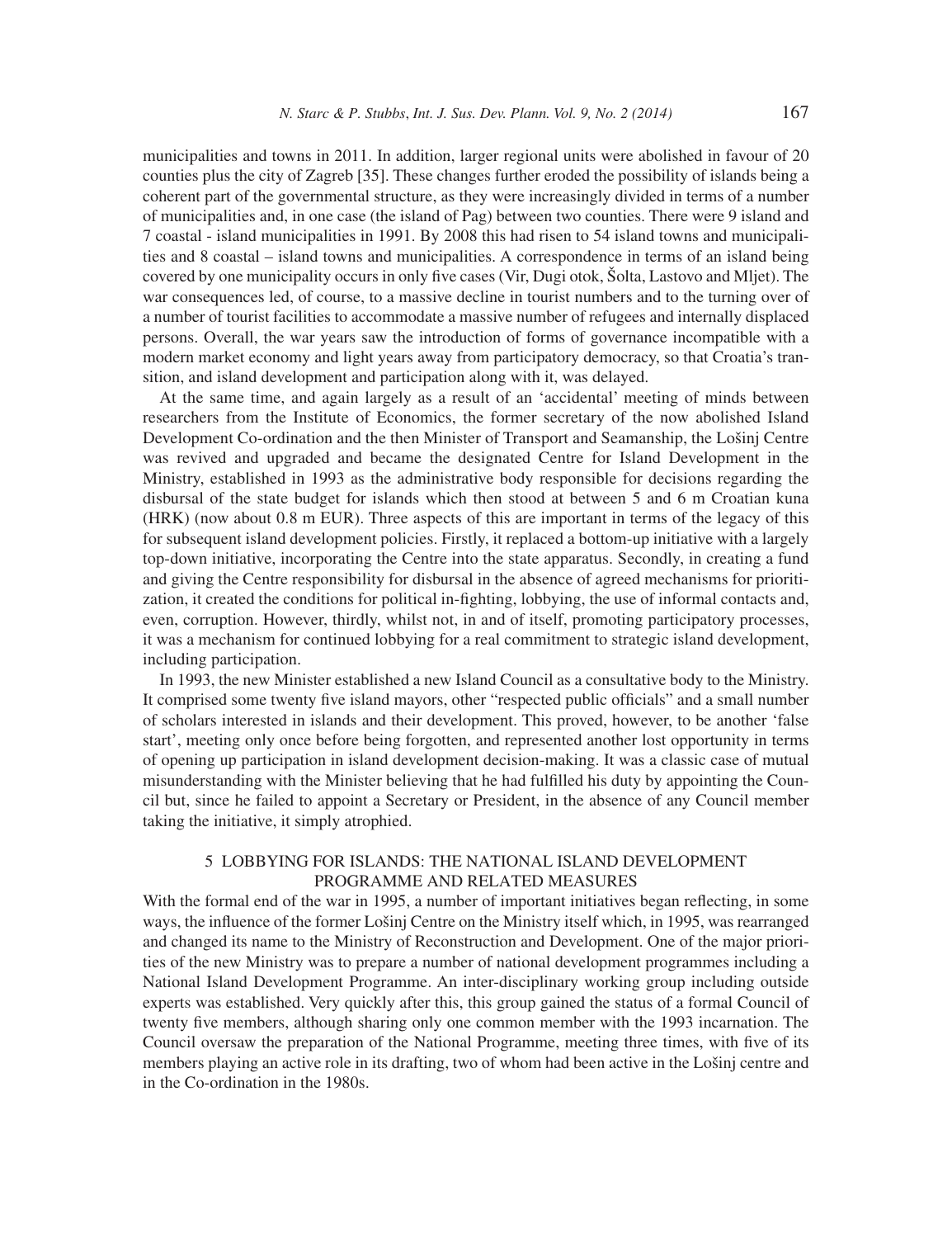municipalities and towns in 2011. In addition, larger regional units were abolished in favour of 20 counties plus the city of Zagreb [35]. These changes further eroded the possibility of islands being a coherent part of the governmental structure, as they were increasingly divided in terms of a number of municipalities and, in one case (the island of Pag) between two counties. There were 9 island and 7 coastal - island municipalities in 1991. By 2008 this had risen to 54 island towns and municipalities and 8 coastal – island towns and municipalities. A correspondence in terms of an island being covered by one municipality occurs in only five cases (Vir, Dugi otok, Šolta, Lastovo and Mljet). The war consequences led, of course, to a massive decline in tourist numbers and to the turning over of a number of tourist facilities to accommodate a massive number of refugees and internally displaced persons. Overall, the war years saw the introduction of forms of governance incompatible with a modern market economy and light years away from participatory democracy, so that Croatia's transition, and island development and participation along with it, was delayed.

At the same time, and again largely as a result of an 'accidental' meeting of minds between researchers from the Institute of Economics, the former secretary of the now abolished Island Development Co-ordination and the then Minister of Transport and Seamanship, the Lošinj Centre was revived and upgraded and became the designated Centre for Island Development in the Ministry, established in 1993 as the administrative body responsible for decisions regarding the disbursal of the state budget for islands which then stood at between 5 and 6 m Croatian kuna (HRK) (now about 0.8 m EUR). Three aspects of this are important in terms of the legacy of this for subsequent island development policies. Firstly, it replaced a bottom-up initiative with a largely top-down initiative, incorporating the Centre into the state apparatus. Secondly, in creating a fund and giving the Centre responsibility for disbursal in the absence of agreed mechanisms for prioritization, it created the conditions for political in-fighting, lobbying, the use of informal contacts and, even, corruption. However, thirdly, whilst not, in and of itself, promoting participatory processes, it was a mechanism for continued lobbying for a real commitment to strategic island development, including participation.

In 1993, the new Minister established a new Island Council as a consultative body to the Ministry. It comprised some twenty five island mayors, other "respected public officials" and a small number of scholars interested in islands and their development. This proved, however, to be another 'false start', meeting only once before being forgotten, and represented another lost opportunity in terms of opening up participation in island development decision-making. It was a classic case of mutual misunderstanding with the Minister believing that he had fulfilled his duty by appointing the Council but, since he failed to appoint a Secretary or President, in the absence of any Council member taking the initiative, it simply atrophied.

## 5 LOBBYING FOR ISLANDS: THE NATIONAL ISLAND DEVELOPMENT PROGRAMME AND RELATED MEASURES

With the formal end of the war in 1995, a number of important initiatives began reflecting, in some ways, the influence of the former Lošinj Centre on the Ministry itself which, in 1995, was rearranged and changed its name to the Ministry of Reconstruction and Development. One of the major priorities of the new Ministry was to prepare a number of national development programmes including a National Island Development Programme. An inter-disciplinary working group including outside experts was established. Very quickly after this, this group gained the status of a formal Council of twenty five members, although sharing only one common member with the 1993 incarnation. The Council oversaw the preparation of the National Programme, meeting three times, with five of its members playing an active role in its drafting, two of whom had been active in the Lošinj centre and in the Co-ordination in the 1980s.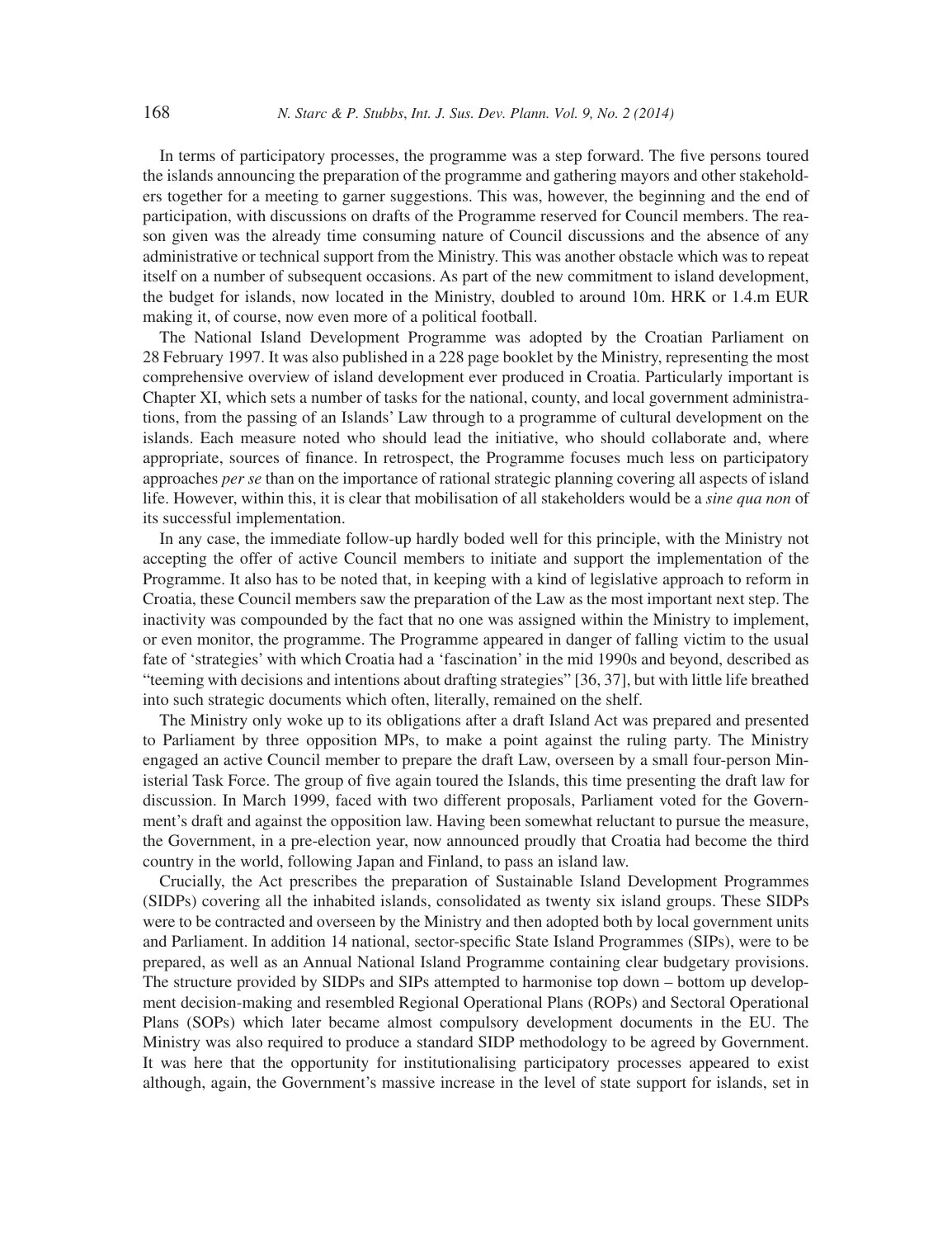In terms of participatory processes, the programme was a step forward. The five persons toured the islands announcing the preparation of the programme and gathering mayors and other stakeholders together for a meeting to garner suggestions. This was, however, the beginning and the end of participation, with discussions on drafts of the Programme reserved for Council members. The reason given was the already time consuming nature of Council discussions and the absence of any administrative or technical support from the Ministry. This was another obstacle which was to repeat itself on a number of subsequent occasions. As part of the new commitment to island development, the budget for islands, now located in the Ministry, doubled to around 10m. HRK or 1.4.m EUR making it, of course, now even more of a political football.

The National Island Development Programme was adopted by the Croatian Parliament on 28 February 1997. It was also published in a 228 page booklet by the Ministry, representing the most comprehensive overview of island development ever produced in Croatia. Particularly important is Chapter XI, which sets a number of tasks for the national, county, and local government administrations, from the passing of an Islands' Law through to a programme of cultural development on the islands. Each measure noted who should lead the initiative, who should collaborate and, where appropriate, sources of finance. In retrospect, the Programme focuses much less on participatory approaches *per se* than on the importance of rational strategic planning covering all aspects of island life. However, within this, it is clear that mobilisation of all stakeholders would be a *sine qua non* of its successful implementation.

In any case, the immediate follow-up hardly boded well for this principle, with the Ministry not accepting the offer of active Council members to initiate and support the implementation of the Programme. It also has to be noted that, in keeping with a kind of legislative approach to reform in Croatia, these Council members saw the preparation of the Law as the most important next step. The inactivity was compounded by the fact that no one was assigned within the Ministry to implement, or even monitor, the programme. The Programme appeared in danger of falling victim to the usual fate of 'strategies' with which Croatia had a 'fascination' in the mid 1990s and beyond, described as "teeming with decisions and intentions about drafting strategies" [36, 37], but with little life breathed into such strategic documents which often, literally, remained on the shelf.

The Ministry only woke up to its obligations after a draft Island Act was prepared and presented to Parliament by three opposition MPs, to make a point against the ruling party. The Ministry engaged an active Council member to prepare the draft Law, overseen by a small four-person Ministerial Task Force. The group of five again toured the Islands, this time presenting the draft law for discussion. In March 1999, faced with two different proposals, Parliament voted for the Government's draft and against the opposition law. Having been somewhat reluctant to pursue the measure, the Government, in a pre-election year, now announced proudly that Croatia had become the third country in the world, following Japan and Finland, to pass an island law.

Crucially, the Act prescribes the preparation of Sustainable Island Development Programmes (SIDPs) covering all the inhabited islands, consolidated as twenty six island groups. These SIDPs were to be contracted and overseen by the Ministry and then adopted both by local government units and Parliament. In addition 14 national, sector-specific State Island Programmes (SIPs), were to be prepared, as well as an Annual National Island Programme containing clear budgetary provisions. The structure provided by SIDPs and SIPs attempted to harmonise top down – bottom up development decision-making and resembled Regional Operational Plans (ROPs) and Sectoral Operational Plans (SOPs) which later became almost compulsory development documents in the EU. The Ministry was also required to produce a standard SIDP methodology to be agreed by Government. It was here that the opportunity for institutionalising participatory processes appeared to exist although, again, the Government's massive increase in the level of state support for islands, set in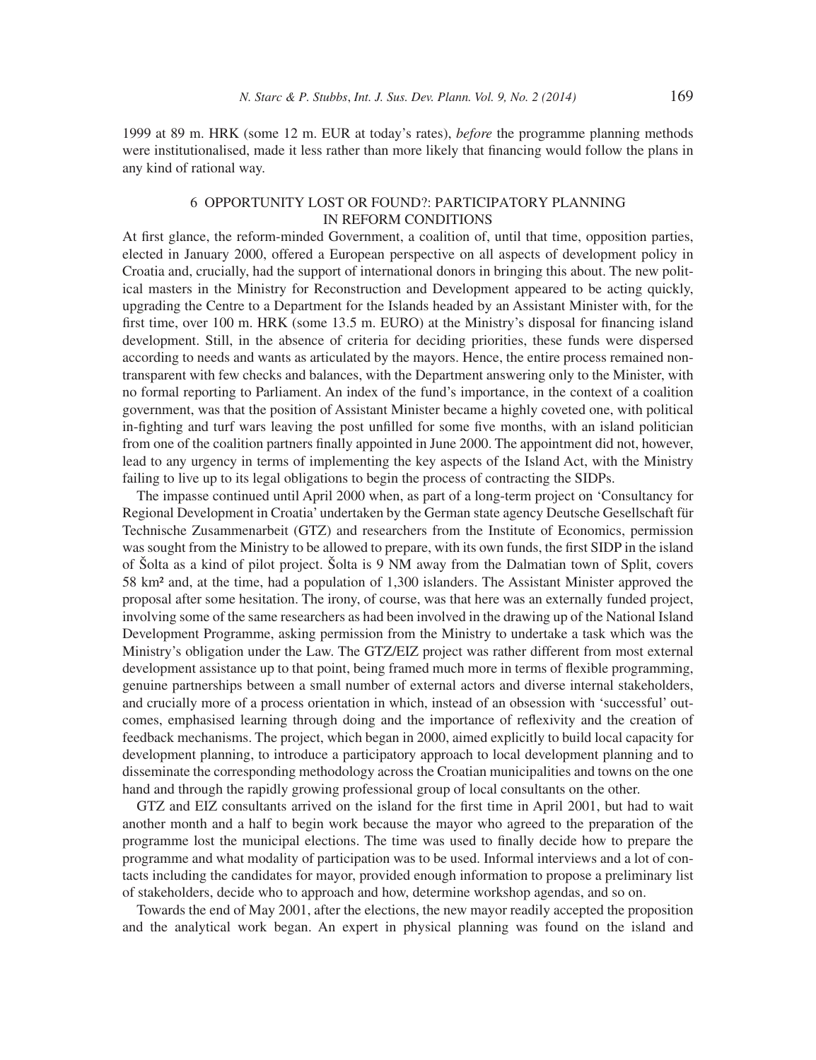1999 at 89 m. HRK (some 12 m. EUR at today's rates), *before* the programme planning methods were institutionalised, made it less rather than more likely that financing would follow the plans in any kind of rational way.

## 6 OPPORTUNITY LOST OR FOUND?: PARTICIPATORY PLANNING IN REFORM CONDITIONS

At first glance, the reform-minded Government, a coalition of, until that time, opposition parties, elected in January 2000, offered a European perspective on all aspects of development policy in Croatia and, crucially, had the support of international donors in bringing this about. The new political masters in the Ministry for Reconstruction and Development appeared to be acting quickly, upgrading the Centre to a Department for the Islands headed by an Assistant Minister with, for the first time, over 100 m. HRK (some 13.5 m. EURO) at the Ministry's disposal for financing island development. Still, in the absence of criteria for deciding priorities, these funds were dispersed according to needs and wants as articulated by the mayors. Hence, the entire process remained non-transparent with few checks and balances, with the Department answering only to the Minister, with no formal reporting to Parliament. An index of the fund's importance, in the context of a coalition government, was that the position of Assistant Minister became a highly coveted one, with political in-fighting and turf wars leaving the post unfilled for some five months, with an island politician from one of the coalition partners finally appointed in June 2000. The appointment did not, however, lead to any urgency in terms of implementing the key aspects of the Island Act, with the Ministry failing to live up to its legal obligations to begin the process of contracting the SIDPs.

The impasse continued until April 2000 when, as part of a long-term project on 'Consultancy for Regional Development in Croatia' undertaken by the German state agency Deutsche Gesellschaft für Technische Zusammenarbeit (GTZ) and researchers from the Institute of Economics, permission was sought from the Ministry to be allowed to prepare, with its own funds, the first SIDP in the island of Šolta as a kind of pilot project. Šolta is 9 NM away from the Dalmatian town of Split, covers 58 km² and, at the time, had a population of 1,300 islanders. The Assistant Minister approved the proposal after some hesitation. The irony, of course, was that here was an externally funded project, involving some of the same researchers as had been involved in the drawing up of the National Island Development Programme, asking permission from the Ministry to undertake a task which was the Ministry's obligation under the Law. The GTZ/EIZ project was rather different from most external development assistance up to that point, being framed much more in terms of flexible programming, genuine partnerships between a small number of external actors and diverse internal stakeholders, and crucially more of a process orientation in which, instead of an obsession with 'successful' outcomes, emphasised learning through doing and the importance of reflexivity and the creation of feedback mechanisms. The project, which began in 2000, aimed explicitly to build local capacity for development planning, to introduce a participatory approach to local development planning and to disseminate the corresponding methodology across the Croatian municipalities and towns on the one hand and through the rapidly growing professional group of local consultants on the other.

GTZ and EIZ consultants arrived on the island for the first time in April 2001, but had to wait another month and a half to begin work because the mayor who agreed to the preparation of the programme lost the municipal elections. The time was used to finally decide how to prepare the programme and what modality of participation was to be used. Informal interviews and a lot of contacts including the candidates for mayor, provided enough information to propose a preliminary list of stakeholders, decide who to approach and how, determine workshop agendas, and so on.

Towards the end of May 2001, after the elections, the new mayor readily accepted the proposition and the analytical work began. An expert in physical planning was found on the island and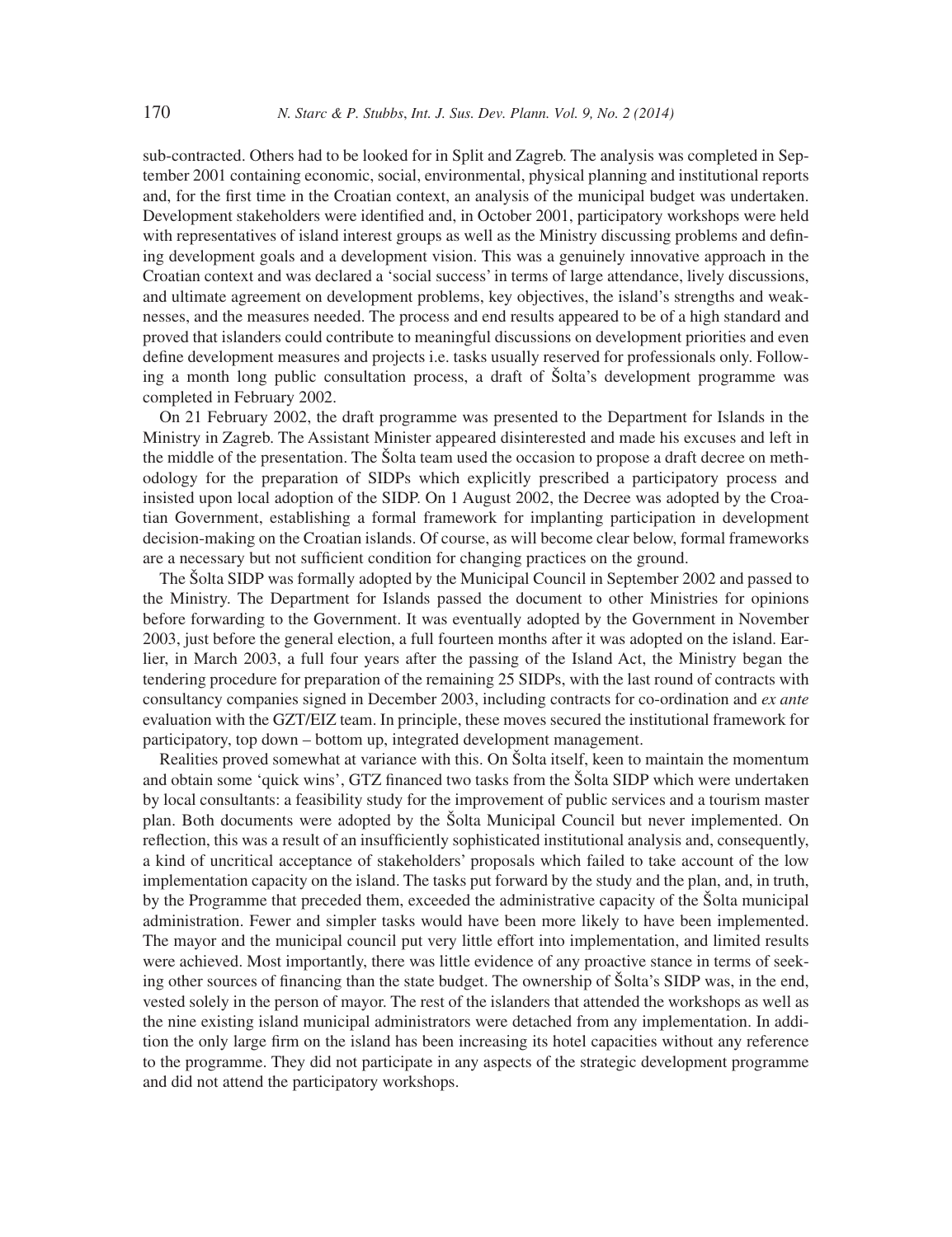sub-contracted. Others had to be looked for in Split and Zagreb. The analysis was completed in September 2001 containing economic, social, environmental, physical planning and institutional reports and, for the first time in the Croatian context, an analysis of the municipal budget was undertaken. Development stakeholders were identified and, in October 2001, participatory workshops were held with representatives of island interest groups as well as the Ministry discussing problems and defining development goals and a development vision. This was a genuinely innovative approach in the Croatian context and was declared a 'social success' in terms of large attendance, lively discussions, and ultimate agreement on development problems, key objectives, the island's strengths and weaknesses, and the measures needed. The process and end results appeared to be of a high standard and proved that islanders could contribute to meaningful discussions on development priorities and even define development measures and projects i.e. tasks usually reserved for professionals only. Following a month long public consultation process, a draft of Šolta's development programme was completed in February 2002.

On 21 February 2002, the draft programme was presented to the Department for Islands in the Ministry in Zagreb. The Assistant Minister appeared disinterested and made his excuses and left in the middle of the presentation. The Šolta team used the occasion to propose a draft decree on methodology for the preparation of SIDPs which explicitly prescribed a participatory process and insisted upon local adoption of the SIDP. On 1 August 2002, the Decree was adopted by the Croatian Government, establishing a formal framework for implanting participation in development decision-making on the Croatian islands. Of course, as will become clear below, formal frameworks are a necessary but not sufficient condition for changing practices on the ground.

The Šolta SIDP was formally adopted by the Municipal Council in September 2002 and passed to the Ministry. The Department for Islands passed the document to other Ministries for opinions before forwarding to the Government. It was eventually adopted by the Government in November 2003, just before the general election, a full fourteen months after it was adopted on the island. Earlier, in March 2003, a full four years after the passing of the Island Act, the Ministry began the tendering procedure for preparation of the remaining 25 SIDPs, with the last round of contracts with consultancy companies signed in December 2003, including contracts for co-ordination and *ex ante* evaluation with the GZT/EIZ team. In principle, these moves secured the institutional framework for participatory, top down – bottom up, integrated development management.

Realities proved somewhat at variance with this. On Šolta itself, keen to maintain the momentum and obtain some 'quick wins', GTZ financed two tasks from the Šolta SIDP which were undertaken by local consultants: a feasibility study for the improvement of public services and a tourism master plan. Both documents were adopted by the Šolta Municipal Council but never implemented. On reflection, this was a result of an insufficiently sophisticated institutional analysis and, consequently, a kind of uncritical acceptance of stakeholders' proposals which failed to take account of the low implementation capacity on the island. The tasks put forward by the study and the plan, and, in truth, by the Programme that preceded them, exceeded the administrative capacity of the Šolta municipal administration. Fewer and simpler tasks would have been more likely to have been implemented. The mayor and the municipal council put very little effort into implementation, and limited results were achieved. Most importantly, there was little evidence of any proactive stance in terms of seeking other sources of financing than the state budget. The ownership of Šolta's SIDP was, in the end, vested solely in the person of mayor. The rest of the islanders that attended the workshops as well as the nine existing island municipal administrators were detached from any implementation. In addition the only large firm on the island has been increasing its hotel capacities without any reference to the programme. They did not participate in any aspects of the strategic development programme and did not attend the participatory workshops.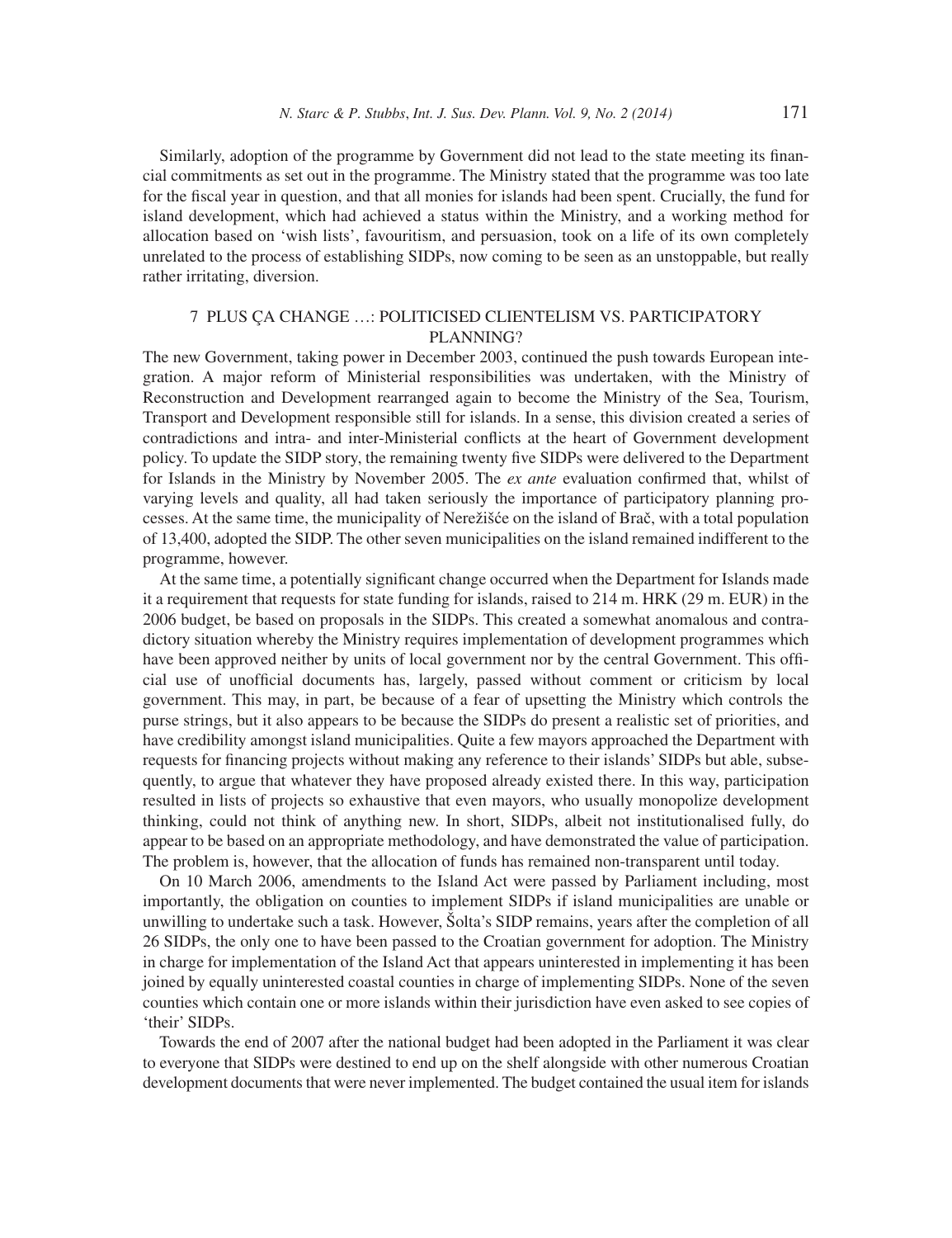Similarly, adoption of the programme by Government did not lead to the state meeting its financial commitments as set out in the programme. The Ministry stated that the programme was too late for the fiscal year in question, and that all monies for islands had been spent. Crucially, the fund for island development, which had achieved a status within the Ministry, and a working method for allocation based on 'wish lists', favouritism, and persuasion, took on a life of its own completely unrelated to the process of establishing SIDPs, now coming to be seen as an unstoppable, but really rather irritating, diversion.

## 7 PLUS ÇA CHANGE …: POLITICISED CLIENTELISM VS. PARTICIPATORY PLANNING?

The new Government, taking power in December 2003, continued the push towards European integration. A major reform of Ministerial responsibilities was undertaken, with the Ministry of Reconstruction and Development rearranged again to become the Ministry of the Sea, Tourism, Transport and Development responsible still for islands. In a sense, this division created a series of contradictions and intra- and inter-Ministerial conflicts at the heart of Government development policy. To update the SIDP story, the remaining twenty five SIDPs were delivered to the Department for Islands in the Ministry by November 2005. The *ex ante* evaluation confirmed that, whilst of varying levels and quality, all had taken seriously the importance of participatory planning processes. At the same time, the municipality of Nerežišće on the island of Brač, with a total population of 13,400, adopted the SIDP. The other seven municipalities on the island remained indifferent to the programme, however.

At the same time, a potentially significant change occurred when the Department for Islands made it a requirement that requests for state funding for islands, raised to 214 m. HRK (29 m. EUR) in the 2006 budget, be based on proposals in the SIDPs. This created a somewhat anomalous and contradictory situation whereby the Ministry requires implementation of development programmes which have been approved neither by units of local government nor by the central Government. This official use of unofficial documents has, largely, passed without comment or criticism by local government. This may, in part, be because of a fear of upsetting the Ministry which controls the purse strings, but it also appears to be because the SIDPs do present a realistic set of priorities, and have credibility amongst island municipalities. Quite a few mayors approached the Department with requests for financing projects without making any reference to their islands' SIDPs but able, subsequently, to argue that whatever they have proposed already existed there. In this way, participation resulted in lists of projects so exhaustive that even mayors, who usually monopolize development thinking, could not think of anything new. In short, SIDPs, albeit not institutionalised fully, do appear to be based on an appropriate methodology, and have demonstrated the value of participation. The problem is, however, that the allocation of funds has remained non-transparent until today.

On 10 March 2006, amendments to the Island Act were passed by Parliament including, most importantly, the obligation on counties to implement SIDPs if island municipalities are unable or unwilling to undertake such a task. However, Šolta's SIDP remains, years after the completion of all 26 SIDPs, the only one to have been passed to the Croatian government for adoption. The Ministry in charge for implementation of the Island Act that appears uninterested in implementing it has been joined by equally uninterested coastal counties in charge of implementing SIDPs. None of the seven counties which contain one or more islands within their jurisdiction have even asked to see copies of 'their' SIDPs.

Towards the end of 2007 after the national budget had been adopted in the Parliament it was clear to everyone that SIDPs were destined to end up on the shelf alongside with other numerous Croatian development documents that were never implemented. The budget contained the usual item for islands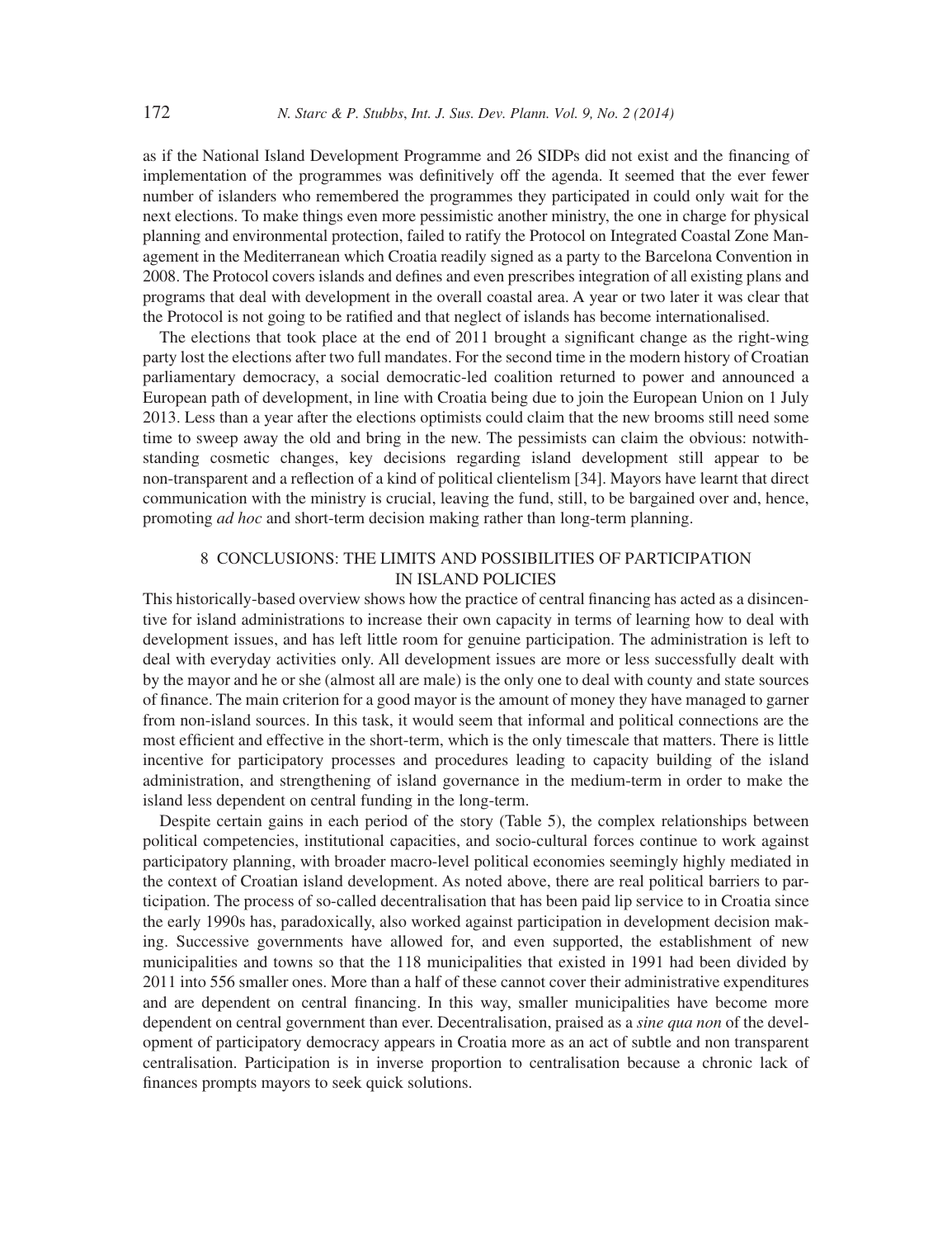as if the National Island Development Programme and 26 SIDPs did not exist and the financing of implementation of the programmes was definitively off the agenda. It seemed that the ever fewer number of islanders who remembered the programmes they participated in could only wait for the next elections. To make things even more pessimistic another ministry, the one in charge for physical planning and environmental protection, failed to ratify the Protocol on Integrated Coastal Zone Management in the Mediterranean which Croatia readily signed as a party to the Barcelona Convention in 2008. The Protocol covers islands and defines and even prescribes integration of all existing plans and programs that deal with development in the overall coastal area. A year or two later it was clear that the Protocol is not going to be ratified and that neglect of islands has become internationalised.

The elections that took place at the end of 2011 brought a significant change as the right-wing party lost the elections after two full mandates. For the second time in the modern history of Croatian parliamentary democracy, a social democratic-led coalition returned to power and announced a European path of development, in line with Croatia being due to join the European Union on 1 July 2013. Less than a year after the elections optimists could claim that the new brooms still need some time to sweep away the old and bring in the new. The pessimists can claim the obvious: notwithstanding cosmetic changes, key decisions regarding island development still appear to be non-transparent and a reflection of a kind of political clientelism [34]. Mayors have learnt that direct communication with the ministry is crucial, leaving the fund, still, to be bargained over and, hence, promoting *ad hoc* and short-term decision making rather than long-term planning.

## 8 CONCLUSIONS: THE LIMITS AND POSSIBILITIES OF PARTICIPATION IN ISLAND POLICIES

This historically-based overview shows how the practice of central financing has acted as a disincentive for island administrations to increase their own capacity in terms of learning how to deal with development issues, and has left little room for genuine participation. The administration is left to deal with everyday activities only. All development issues are more or less successfully dealt with by the mayor and he or she (almost all are male) is the only one to deal with county and state sources of finance. The main criterion for a good mayor is the amount of money they have managed to garner from non-island sources. In this task, it would seem that informal and political connections are the most efficient and effective in the short-term, which is the only timescale that matters. There is little incentive for participatory processes and procedures leading to capacity building of the island administration, and strengthening of island governance in the medium-term in order to make the island less dependent on central funding in the long-term.

Despite certain gains in each period of the story (Table 5), the complex relationships between political competencies, institutional capacities, and socio-cultural forces continue to work against participatory planning, with broader macro-level political economies seemingly highly mediated in the context of Croatian island development. As noted above, there are real political barriers to participation. The process of so-called decentralisation that has been paid lip service to in Croatia since the early 1990s has, paradoxically, also worked against participation in development decision making. Successive governments have allowed for, and even supported, the establishment of new municipalities and towns so that the 118 municipalities that existed in 1991 had been divided by 2011 into 556 smaller ones. More than a half of these cannot cover their administrative expenditures and are dependent on central financing. In this way, smaller municipalities have become more dependent on central government than ever. Decentralisation, praised as a *sine qua non* of the development of participatory democracy appears in Croatia more as an act of subtle and non transparent centralisation. Participation is in inverse proportion to centralisation because a chronic lack of finances prompts mayors to seek quick solutions.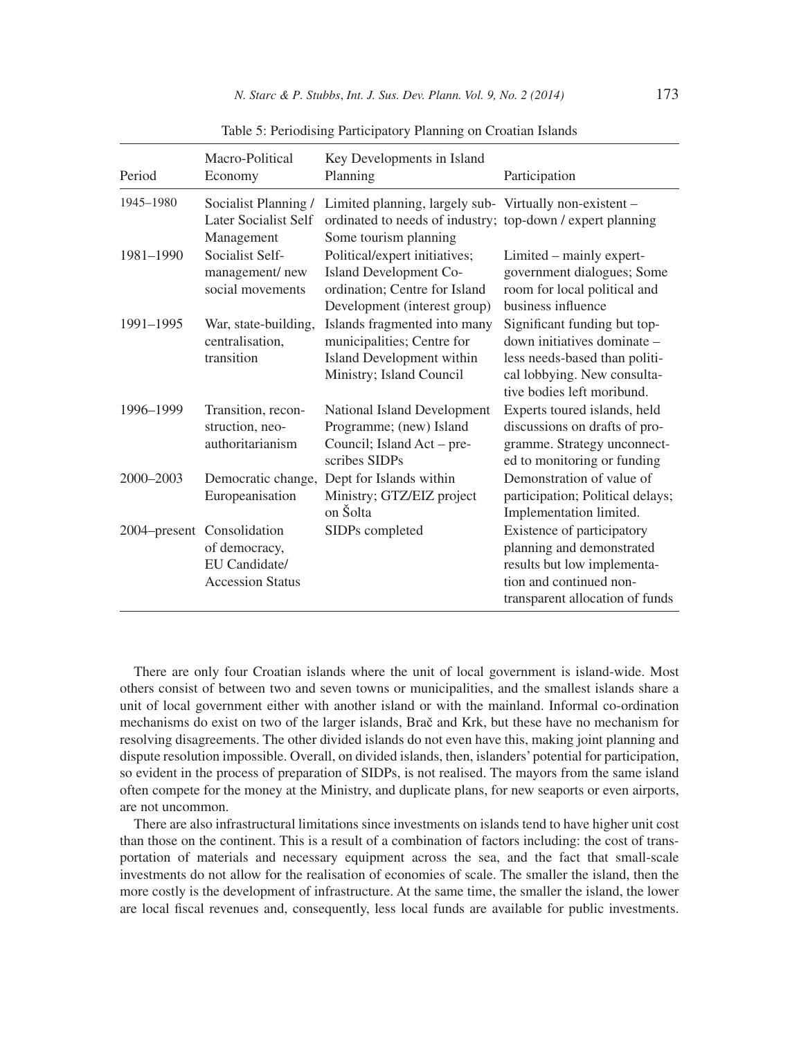Table 5: Periodising Participatory Planning on Croatian Islands

| Period | Macro-Political Economy | Key Developments in Island Planning | Participation |
|---|---|---|---|
| 1945–1980 | Socialist Planning / Later Socialist Self Management | Limited planning, largely subordinated to needs of industry; Some tourism planning | Virtually non-existent – top-down / expert planning |
| 1981–1990 | Socialist Self-management/ new social movements | Political/expert initiatives; Island Development Co-ordination; Centre for Island Development (interest group) | Limited – mainly expert-government dialogues; Some room for local political and business influence |
| 1991–1995 | War, state-building, centralisation, transition | Islands fragmented into many municipalities; Centre for Island Development within Ministry; Island Council | Significant funding but top-down initiatives dominate – less needs-based than political lobbying. New consultative bodies left moribund. |
| 1996–1999 | Transition, reconstruction, neo-authoritarianism | National Island Development Programme; (new) Island Council; Island Act – prescribes SIDPs | Experts toured islands, held discussions on drafts of programme. Strategy unconnected to monitoring or funding |
| 2000–2003 | Democratic change, Europeanisation | Dept for Islands within Ministry; GTZ/EIZ project on Šolta | Demonstration of value of participation; Political delays; Implementation limited. |
| 2004–present | Consolidation of democracy, EU Candidate/ Accession Status | SIDPs completed | Existence of participatory planning and demonstrated results but low implementation and continued non-transparent allocation of funds |

There are only four Croatian islands where the unit of local government is island-wide. Most others consist of between two and seven towns or municipalities, and the smallest islands share a unit of local government either with another island or with the mainland. Informal co-ordination mechanisms do exist on two of the larger islands, Brač and Krk, but these have no mechanism for resolving disagreements. The other divided islands do not even have this, making joint planning and dispute resolution impossible. Overall, on divided islands, then, islanders' potential for participation, so evident in the process of preparation of SIDPs, is not realised. The mayors from the same island often compete for the money at the Ministry, and duplicate plans, for new seaports or even airports, are not uncommon.

There are also infrastructural limitations since investments on islands tend to have higher unit cost than those on the continent. This is a result of a combination of factors including: the cost of transportation of materials and necessary equipment across the sea, and the fact that small-scale investments do not allow for the realisation of economies of scale. The smaller the island, then the more costly is the development of infrastructure. At the same time, the smaller the island, the lower are local fiscal revenues and, consequently, less local funds are available for public investments.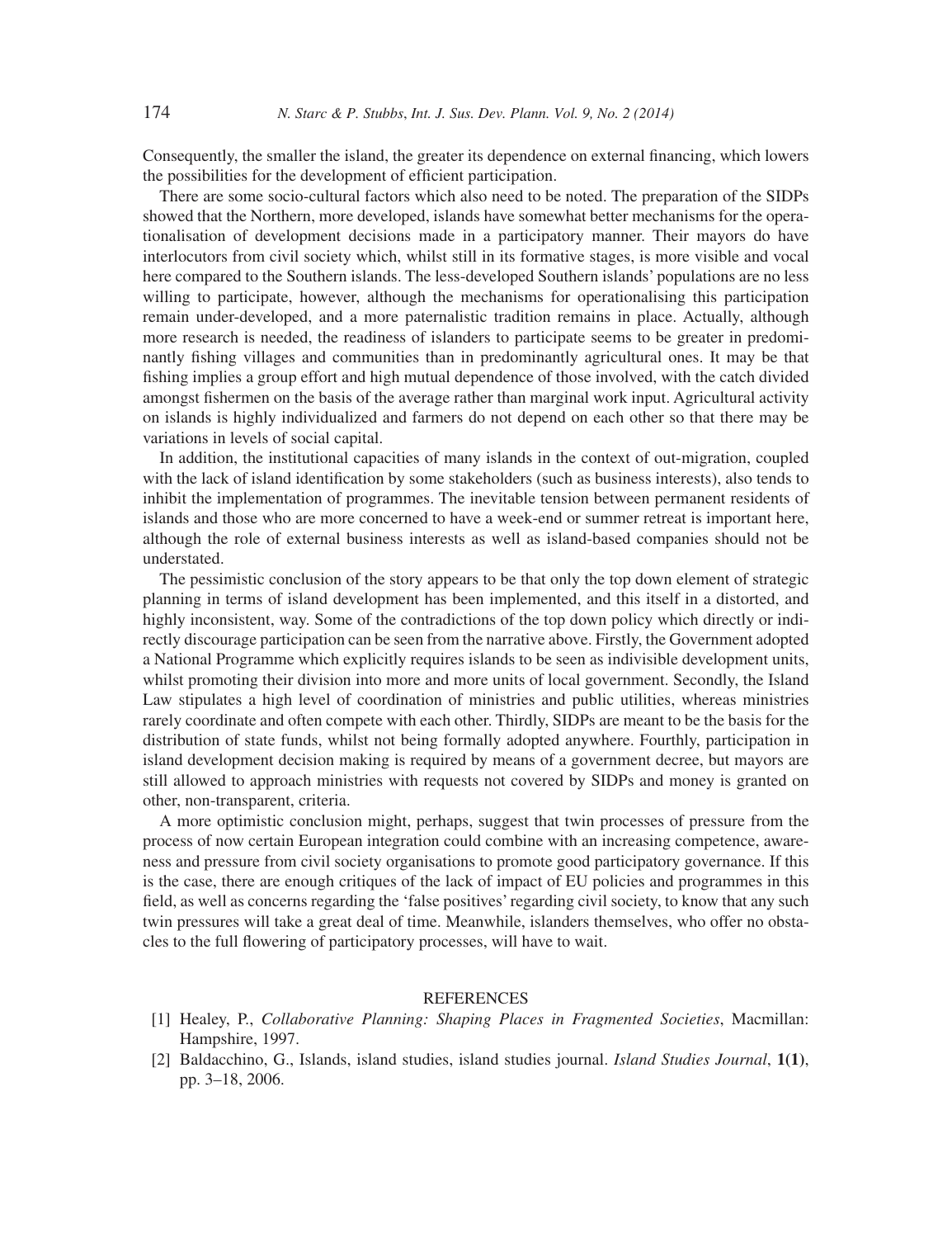Consequently, the smaller the island, the greater its dependence on external financing, which lowers the possibilities for the development of efficient participation.

There are some socio-cultural factors which also need to be noted. The preparation of the SIDPs showed that the Northern, more developed, islands have somewhat better mechanisms for the operationalisation of development decisions made in a participatory manner. Their mayors do have interlocutors from civil society which, whilst still in its formative stages, is more visible and vocal here compared to the Southern islands. The less-developed Southern islands' populations are no less willing to participate, however, although the mechanisms for operationalising this participation remain under-developed, and a more paternalistic tradition remains in place. Actually, although more research is needed, the readiness of islanders to participate seems to be greater in predominantly fishing villages and communities than in predominantly agricultural ones. It may be that fishing implies a group effort and high mutual dependence of those involved, with the catch divided amongst fishermen on the basis of the average rather than marginal work input. Agricultural activity on islands is highly individualized and farmers do not depend on each other so that there may be variations in levels of social capital.

In addition, the institutional capacities of many islands in the context of out-migration, coupled with the lack of island identification by some stakeholders (such as business interests), also tends to inhibit the implementation of programmes. The inevitable tension between permanent residents of islands and those who are more concerned to have a week-end or summer retreat is important here, although the role of external business interests as well as island-based companies should not be understated.

The pessimistic conclusion of the story appears to be that only the top down element of strategic planning in terms of island development has been implemented, and this itself in a distorted, and highly inconsistent, way. Some of the contradictions of the top down policy which directly or indirectly discourage participation can be seen from the narrative above. Firstly, the Government adopted a National Programme which explicitly requires islands to be seen as indivisible development units, whilst promoting their division into more and more units of local government. Secondly, the Island Law stipulates a high level of coordination of ministries and public utilities, whereas ministries rarely coordinate and often compete with each other. Thirdly, SIDPs are meant to be the basis for the distribution of state funds, whilst not being formally adopted anywhere. Fourthly, participation in island development decision making is required by means of a government decree, but mayors are still allowed to approach ministries with requests not covered by SIDPs and money is granted on other, non-transparent, criteria.

A more optimistic conclusion might, perhaps, suggest that twin processes of pressure from the process of now certain European integration could combine with an increasing competence, awareness and pressure from civil society organisations to promote good participatory governance. If this is the case, there are enough critiques of the lack of impact of EU policies and programmes in this field, as well as concerns regarding the 'false positives' regarding civil society, to know that any such twin pressures will take a great deal of time. Meanwhile, islanders themselves, who offer no obstacles to the full flowering of participatory processes, will have to wait.

## REFERENCES

[1] Healey, P., *Collaborative Planning: Shaping Places in Fragmented Societies*, Macmillan: Hampshire, 1997.

[2] Baldacchino, G., Islands, island studies, island studies journal. *Island Studies Journal*, **1(1)**, pp. 3–18, 2006.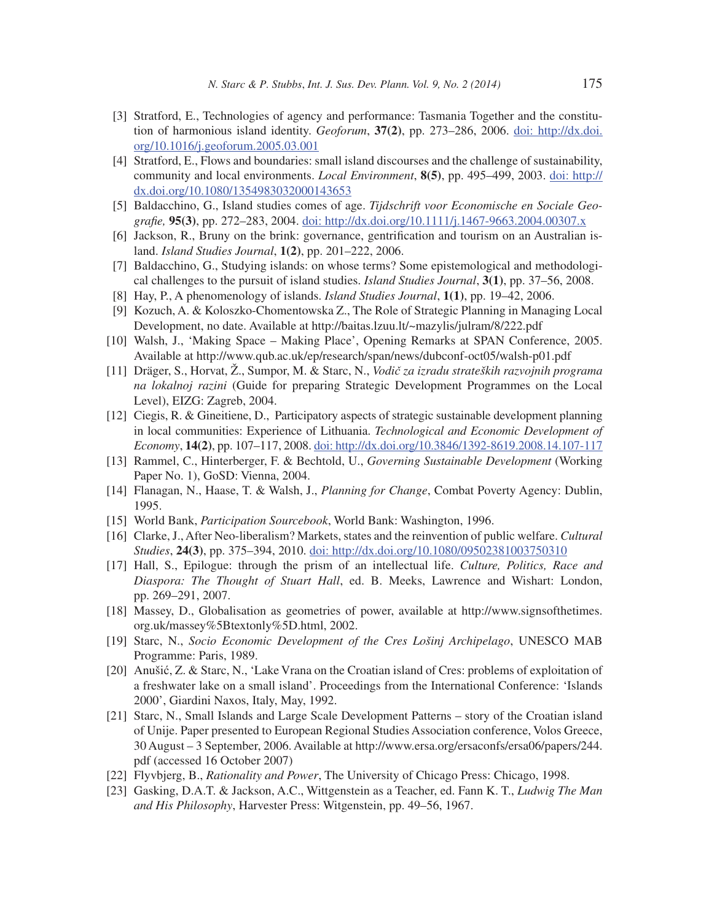[3] Stratford, E., Technologies of agency and performance: Tasmania Together and the constitution of harmonious island identity. *Geoforum*, **37(2)**, pp. 273–286, 2006. doi: http://dx.doi.org/10.1016/j.geoforum.2005.03.001

[4] Stratford, E., Flows and boundaries: small island discourses and the challenge of sustainability, community and local environments. *Local Environment*, **8(5)**, pp. 495–499, 2003. doi: http://dx.doi.org/10.1080/1354983032000143653

[5] Baldacchino, G., Island studies comes of age. *Tijdschrift voor Economische en Sociale Geografie,* **95(3)**, pp. 272–283, 2004. doi: http://dx.doi.org/10.1111/j.1467-9663.2004.00307.x

[6] Jackson, R., Bruny on the brink: governance, gentrification and tourism on an Australian island. *Island Studies Journal*, **1(2)**, pp. 201–222, 2006.

[7] Baldacchino, G., Studying islands: on whose terms? Some epistemological and methodological challenges to the pursuit of island studies. *Island Studies Journal*, **3(1)**, pp. 37–56, 2008.

[8] Hay, P., A phenomenology of islands. *Island Studies Journal*, **1(1)**, pp. 19–42, 2006.

[9] Kozuch, A. & Koloszko-Chomentowska Z., The Role of Strategic Planning in Managing Local Development, no date. Available at http://baitas.lzuu.lt/~mazylis/julram/8/222.pdf

[10] Walsh, J., 'Making Space – Making Place', Opening Remarks at SPAN Conference, 2005. Available at http://www.qub.ac.uk/ep/research/span/news/dubconf-oct05/walsh-p01.pdf

[11] Dräger, S., Horvat, Ž., Sumpor, M. & Starc, N., *Vodič za izradu strateških razvojnih programa na lokalnoj razini* (Guide for preparing Strategic Development Programmes on the Local Level), EIZG: Zagreb, 2004.

[12] Ciegis, R. & Gineitiene, D., Participatory aspects of strategic sustainable development planning in local communities: Experience of Lithuania. *Technological and Economic Development of Economy*, **14(2)**, pp. 107–117, 2008. doi: http://dx.doi.org/10.3846/1392-8619.2008.14.107-117

[13] Rammel, C., Hinterberger, F. & Bechtold, U., *Governing Sustainable Development* (Working Paper No. 1), GoSD: Vienna, 2004.

[14] Flanagan, N., Haase, T. & Walsh, J., *Planning for Change*, Combat Poverty Agency: Dublin, 1995.

[15] World Bank, *Participation Sourcebook*, World Bank: Washington, 1996.

[16] Clarke, J., After Neo-liberalism? Markets, states and the reinvention of public welfare. *Cultural Studies*, **24(3)**, pp. 375–394, 2010. doi: http://dx.doi.org/10.1080/09502381003750310

[17] Hall, S., Epilogue: through the prism of an intellectual life. *Culture, Politics, Race and Diaspora: The Thought of Stuart Hall*, ed. B. Meeks, Lawrence and Wishart: London, pp. 269–291, 2007.

[18] Massey, D., Globalisation as geometries of power, available at http://www.signsofthetimes.org.uk/massey%5Btextonly%5D.html, 2002.

[19] Starc, N., *Socio Economic Development of the Cres Lošinj Archipelago*, UNESCO MAB Programme: Paris, 1989.

[20] Anušić, Z. & Starc, N., 'Lake Vrana on the Croatian island of Cres: problems of exploitation of a freshwater lake on a small island'. Proceedings from the International Conference: 'Islands 2000', Giardini Naxos, Italy, May, 1992.

[21] Starc, N., Small Islands and Large Scale Development Patterns – story of the Croatian island of Unije. Paper presented to European Regional Studies Association conference, Volos Greece, 30 August – 3 September, 2006. Available at http://www.ersa.org/ersaconfs/ersa06/papers/244.pdf (accessed 16 October 2007)

[22] Flyvbjerg, B., *Rationality and Power*, The University of Chicago Press: Chicago, 1998.

[23] Gasking, D.A.T. & Jackson, A.C., Wittgenstein as a Teacher, ed. Fann K. T., *Ludwig The Man and His Philosophy*, Harvester Press: Witgenstein, pp. 49–56, 1967.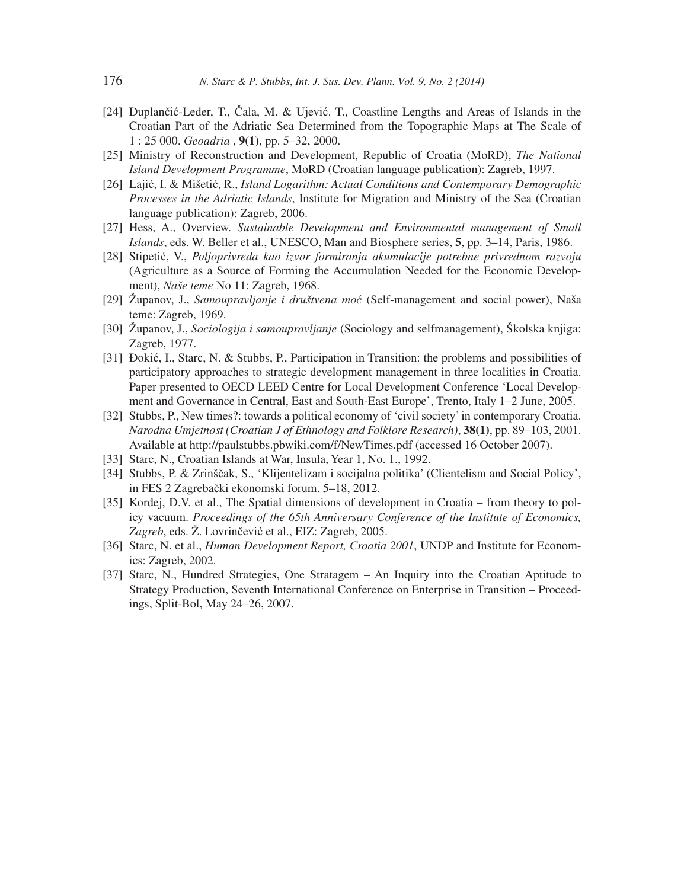[24] Duplančić-Leder, T., Čala, M. & Ujević. T., Coastline Lengths and Areas of Islands in the Croatian Part of the Adriatic Sea Determined from the Topographic Maps at The Scale of 1 : 25 000. *Geoadria* , **9(1)**, pp. 5–32, 2000.

[25] Ministry of Reconstruction and Development, Republic of Croatia (MoRD), *The National Island Development Programme*, MoRD (Croatian language publication): Zagreb, 1997.

[26] Lajić, I. & Mišetić, R., *Island Logarithm: Actual Conditions and Contemporary Demographic Processes in the Adriatic Islands*, Institute for Migration and Ministry of the Sea (Croatian language publication): Zagreb, 2006.

[27] Hess, A., Overview. *Sustainable Development and Environmental management of Small Islands*, eds. W. Beller et al., UNESCO, Man and Biosphere series, **5**, pp. 3–14, Paris, 1986.

[28] Stipetić, V., *Poljoprivreda kao izvor formiranja akumulacije potrebne privrednom razvoju* (Agriculture as a Source of Forming the Accumulation Needed for the Economic Development), *Naše teme* No 11: Zagreb, 1968.

[29] Županov, J., *Samoupravljanje i društvena moć* (Self-management and social power), Naša teme: Zagreb, 1969.

[30] Županov, J., *Sociologija i samoupravljanje* (Sociology and selfmanagement), Školska knjiga: Zagreb, 1977.

[31] Đokić, I., Starc, N. & Stubbs, P., Participation in Transition: the problems and possibilities of participatory approaches to strategic development management in three localities in Croatia. Paper presented to OECD LEED Centre for Local Development Conference 'Local Development and Governance in Central, East and South-East Europe', Trento, Italy 1–2 June, 2005.

[32] Stubbs, P., New times?: towards a political economy of 'civil society' in contemporary Croatia. *Narodna Umjetnost (Croatian J of Ethnology and Folklore Research)*, **38(1)**, pp. 89–103, 2001. Available at http://paulstubbs.pbwiki.com/f/NewTimes.pdf (accessed 16 October 2007).

[33] Starc, N., Croatian Islands at War, Insula, Year 1, No. 1., 1992.

[34] Stubbs, P. & Zrinščak, S., 'Klijentelizam i socijalna politika' (Clientelism and Social Policy', in FES 2 Zagrebački ekonomski forum. 5–18, 2012.

[35] Kordej, D.V. et al., The Spatial dimensions of development in Croatia – from theory to policy vacuum. *Proceedings of the 65th Anniversary Conference of the Institute of Economics, Zagreb*, eds. Ž. Lovrinčević et al., EIZ: Zagreb, 2005.

[36] Starc, N. et al., *Human Development Report, Croatia 2001*, UNDP and Institute for Economics: Zagreb, 2002.

[37] Starc, N., Hundred Strategies, One Stratagem – An Inquiry into the Croatian Aptitude to Strategy Production, Seventh International Conference on Enterprise in Transition – Proceedings, Split-Bol, May 24–26, 2007.